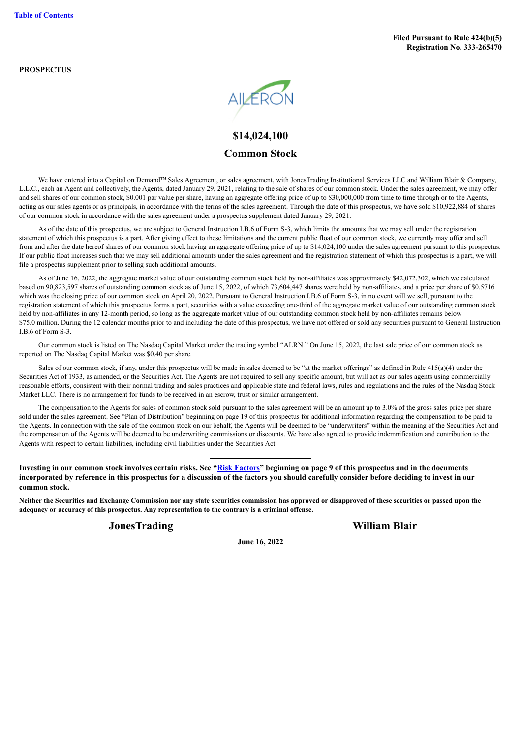[Table of Contents](#)

**Filed Pursuant to Rule 424(b)(5)**
**Registration No. 333-265470**

**PROSPECTUS**

AILERON

# $14,024,100

# Common Stock

We have entered into a Capital on Demand™ Sales Agreement, or sales agreement, with JonesTrading Institutional Services LLC and William Blair & Company, L.L.C., each an Agent and collectively, the Agents, dated January 29, 2021, relating to the sale of shares of our common stock. Under the sales agreement, we may offer and sell shares of our common stock, $0.001 par value per share, having an aggregate offering price of up to $30,000,000 from time to time through or to the Agents, acting as our sales agents or as principals, in accordance with the terms of the sales agreement. Through the date of this prospectus, we have sold $10,922,884 of shares of our common stock in accordance with the sales agreement under a prospectus supplement dated January 29, 2021.

As of the date of this prospectus, we are subject to General Instruction I.B.6 of Form S-3, which limits the amounts that we may sell under the registration statement of which this prospectus is a part. After giving effect to these limitations and the current public float of our common stock, we currently may offer and sell from and after the date hereof shares of our common stock having an aggregate offering price of up to $14,024,100 under the sales agreement pursuant to this prospectus. If our public float increases such that we may sell additional amounts under the sales agreement and the registration statement of which this prospectus is a part, we will file a prospectus supplement prior to selling such additional amounts.

As of June 16, 2022, the aggregate market value of our outstanding common stock held by non-affiliates was approximately $42,072,302, which we calculated based on 90,823,597 shares of outstanding common stock as of June 15, 2022, of which 73,604,447 shares were held by non-affiliates, and a price per share of $0.5716 which was the closing price of our common stock on April 20, 2022. Pursuant to General Instruction I.B.6 of Form S-3, in no event will we sell, pursuant to the registration statement of which this prospectus forms a part, securities with a value exceeding one-third of the aggregate market value of our outstanding common stock held by non-affiliates in any 12-month period, so long as the aggregate market value of our outstanding common stock held by non-affiliates remains below $75.0 million. During the 12 calendar months prior to and including the date of this prospectus, we have not offered or sold any securities pursuant to General Instruction I.B.6 of Form S-3.

Our common stock is listed on The Nasdaq Capital Market under the trading symbol "ALRN." On June 15, 2022, the last sale price of our common stock as reported on The Nasdaq Capital Market was $0.40 per share.

Sales of our common stock, if any, under this prospectus will be made in sales deemed to be "at the market offerings" as defined in Rule 415(a)(4) under the Securities Act of 1933, as amended, or the Securities Act. The Agents are not required to sell any specific amount, but will act as our sales agents using commercially reasonable efforts, consistent with their normal trading and sales practices and applicable state and federal laws, rules and regulations and the rules of the Nasdaq Stock Market LLC. There is no arrangement for funds to be received in an escrow, trust or similar arrangement.

The compensation to the Agents for sales of common stock sold pursuant to the sales agreement will be an amount up to 3.0% of the gross sales price per share sold under the sales agreement. See "Plan of Distribution" beginning on page 19 of this prospectus for additional information regarding the compensation to be paid to the Agents. In connection with the sale of the common stock on our behalf, the Agents will be deemed to be "underwriters" within the meaning of the Securities Act and the compensation of the Agents will be deemed to be underwriting commissions or discounts. We have also agreed to provide indemnification and contribution to the Agents with respect to certain liabilities, including civil liabilities under the Securities Act.

**Investing in our common stock involves certain risks. See "[Risk Factors](#)" beginning on page 9 of this prospectus and in the documents incorporated by reference in this prospectus for a discussion of the factors you should carefully consider before deciding to invest in our common stock.**

**Neither the Securities and Exchange Commission nor any state securities commission has approved or disapproved of these securities or passed upon the adequacy or accuracy of this prospectus. Any representation to the contrary is a criminal offense.**

**JonesTrading** **William Blair**

**June 16, 2022**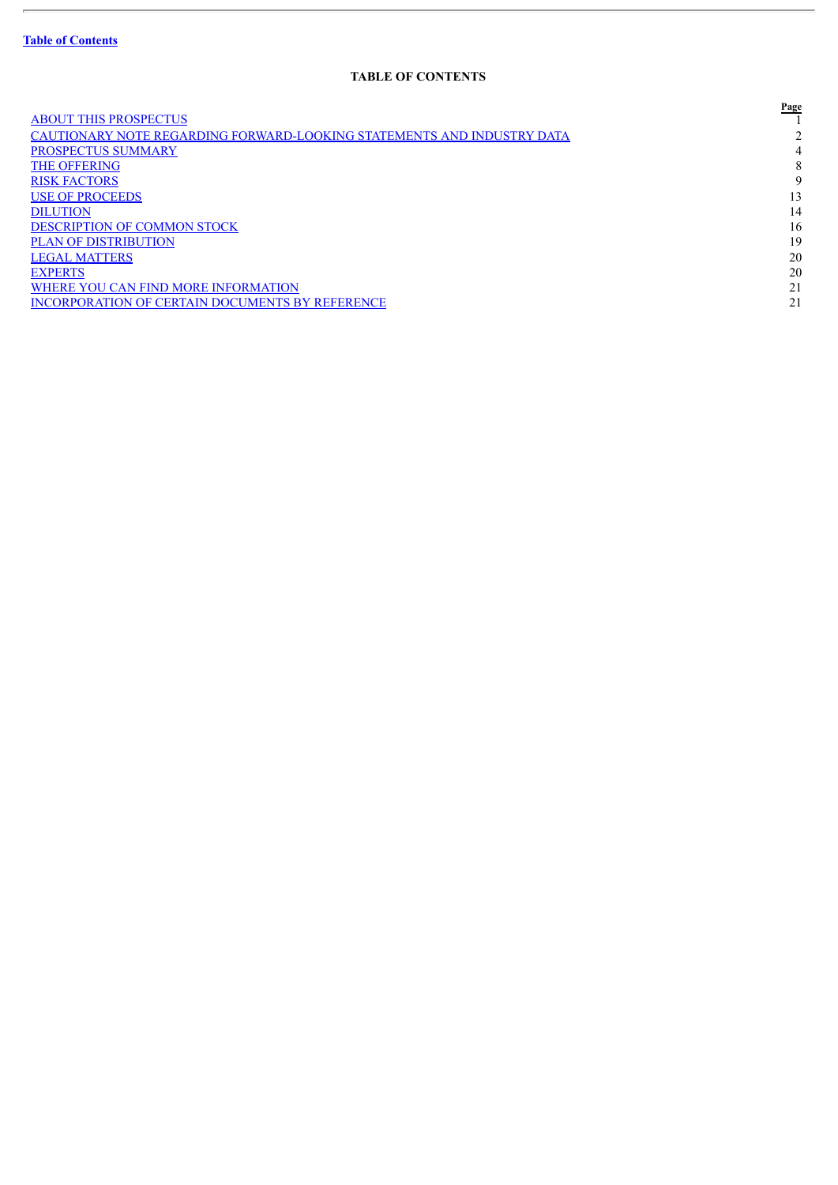[Table of Contents](#)

## TABLE OF CONTENTS

| | Page |
|---|---|
| ABOUT THIS PROSPECTUS | 1 |
| CAUTIONARY NOTE REGARDING FORWARD-LOOKING STATEMENTS AND INDUSTRY DATA | 2 |
| PROSPECTUS SUMMARY | 4 |
| THE OFFERING | 8 |
| RISK FACTORS | 9 |
| USE OF PROCEEDS | 13 |
| DILUTION | 14 |
| DESCRIPTION OF COMMON STOCK | 16 |
| PLAN OF DISTRIBUTION | 19 |
| LEGAL MATTERS | 20 |
| EXPERTS | 20 |
| WHERE YOU CAN FIND MORE INFORMATION | 21 |
| INCORPORATION OF CERTAIN DOCUMENTS BY REFERENCE | 21 |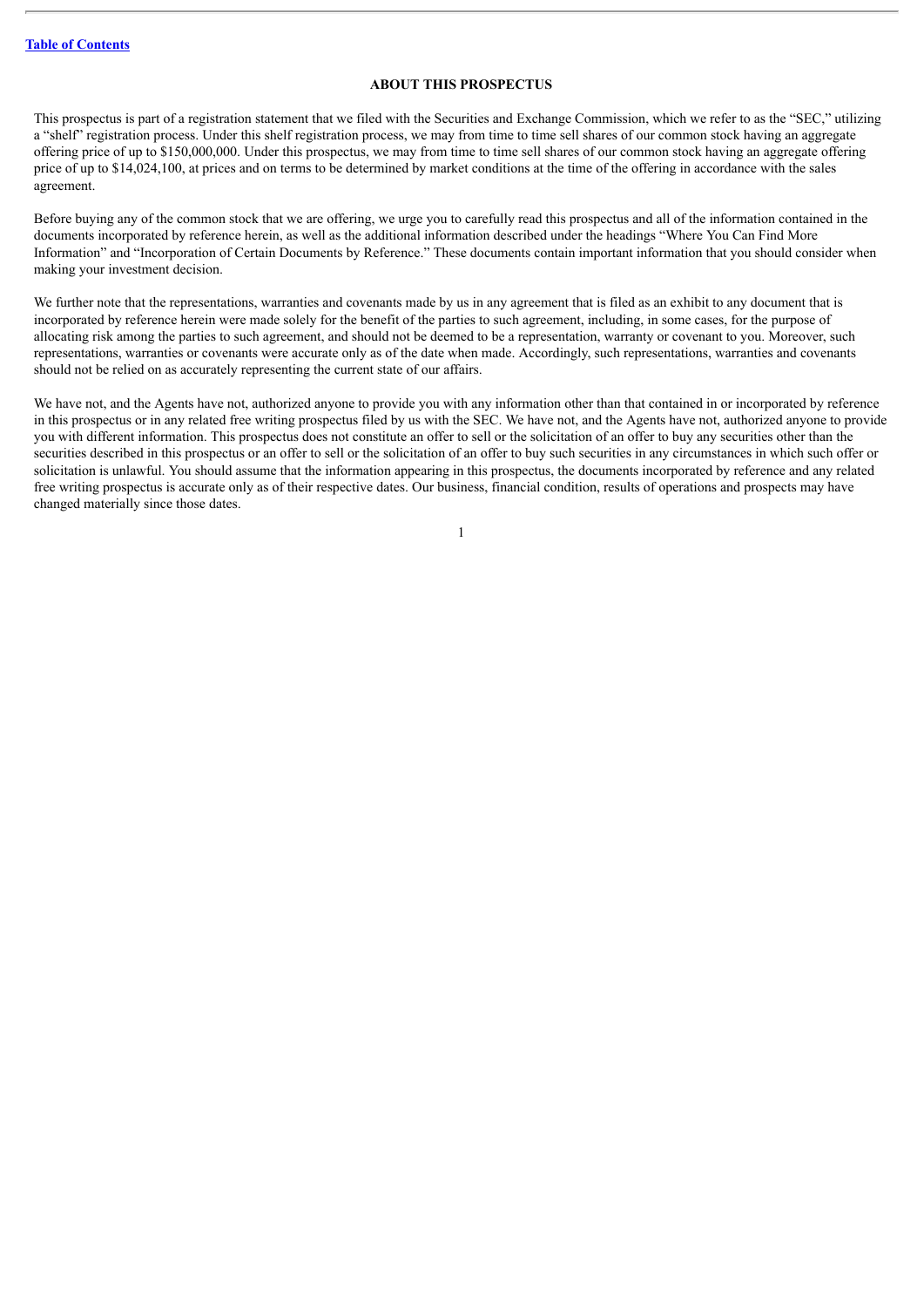## ABOUT THIS PROSPECTUS

This prospectus is part of a registration statement that we filed with the Securities and Exchange Commission, which we refer to as the "SEC," utilizing a "shelf" registration process. Under this shelf registration process, we may from time to time sell shares of our common stock having an aggregate offering price of up to $150,000,000. Under this prospectus, we may from time to time sell shares of our common stock having an aggregate offering price of up to $14,024,100, at prices and on terms to be determined by market conditions at the time of the offering in accordance with the sales agreement.

Before buying any of the common stock that we are offering, we urge you to carefully read this prospectus and all of the information contained in the documents incorporated by reference herein, as well as the additional information described under the headings "Where You Can Find More Information" and "Incorporation of Certain Documents by Reference." These documents contain important information that you should consider when making your investment decision.

We further note that the representations, warranties and covenants made by us in any agreement that is filed as an exhibit to any document that is incorporated by reference herein were made solely for the benefit of the parties to such agreement, including, in some cases, for the purpose of allocating risk among the parties to such agreement, and should not be deemed to be a representation, warranty or covenant to you. Moreover, such representations, warranties or covenants were accurate only as of the date when made. Accordingly, such representations, warranties and covenants should not be relied on as accurately representing the current state of our affairs.

We have not, and the Agents have not, authorized anyone to provide you with any information other than that contained in or incorporated by reference in this prospectus or in any related free writing prospectus filed by us with the SEC. We have not, and the Agents have not, authorized anyone to provide you with different information. This prospectus does not constitute an offer to sell or the solicitation of an offer to buy any securities other than the securities described in this prospectus or an offer to sell or the solicitation of an offer to buy such securities in any circumstances in which such offer or solicitation is unlawful. You should assume that the information appearing in this prospectus, the documents incorporated by reference and any related free writing prospectus is accurate only as of their respective dates. Our business, financial condition, results of operations and prospects may have changed materially since those dates.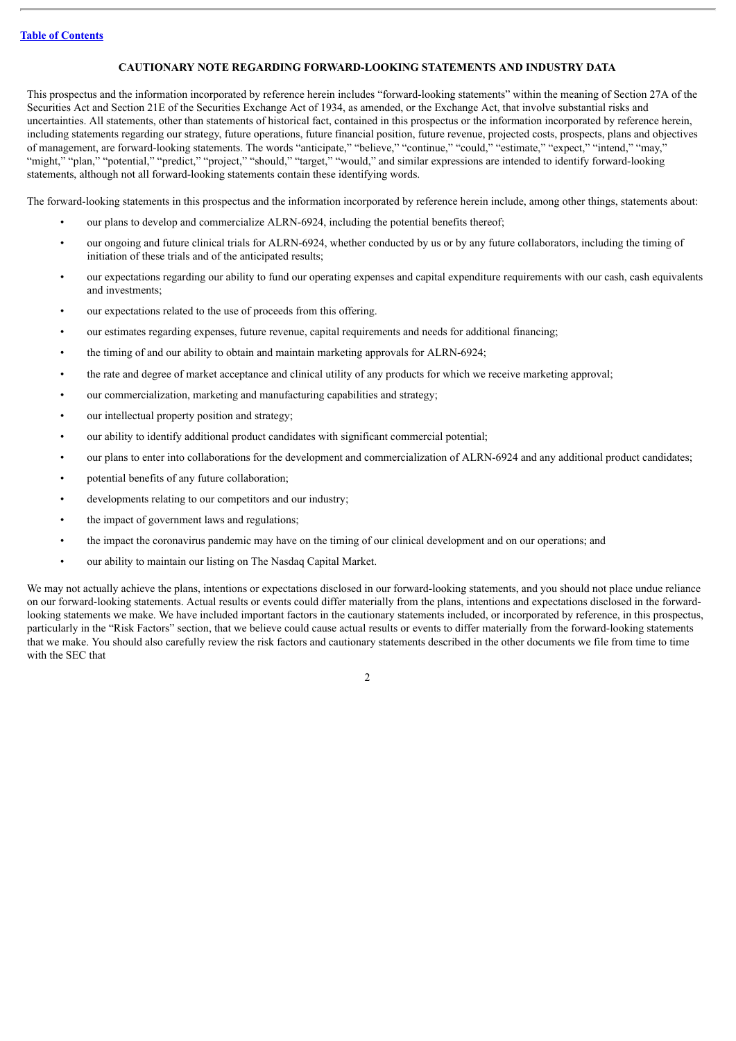## CAUTIONARY NOTE REGARDING FORWARD-LOOKING STATEMENTS AND INDUSTRY DATA

This prospectus and the information incorporated by reference herein includes "forward-looking statements" within the meaning of Section 27A of the Securities Act and Section 21E of the Securities Exchange Act of 1934, as amended, or the Exchange Act, that involve substantial risks and uncertainties. All statements, other than statements of historical fact, contained in this prospectus or the information incorporated by reference herein, including statements regarding our strategy, future operations, future financial position, future revenue, projected costs, prospects, plans and objectives of management, are forward-looking statements. The words "anticipate," "believe," "continue," "could," "estimate," "expect," "intend," "may," "might," "plan," "potential," "predict," "project," "should," "target," "would," and similar expressions are intended to identify forward-looking statements, although not all forward-looking statements contain these identifying words.

The forward-looking statements in this prospectus and the information incorporated by reference herein include, among other things, statements about:

- our plans to develop and commercialize ALRN-6924, including the potential benefits thereof;
- our ongoing and future clinical trials for ALRN-6924, whether conducted by us or by any future collaborators, including the timing of initiation of these trials and of the anticipated results;
- our expectations regarding our ability to fund our operating expenses and capital expenditure requirements with our cash, cash equivalents and investments;
- our expectations related to the use of proceeds from this offering.
- our estimates regarding expenses, future revenue, capital requirements and needs for additional financing;
- the timing of and our ability to obtain and maintain marketing approvals for ALRN-6924;
- the rate and degree of market acceptance and clinical utility of any products for which we receive marketing approval;
- our commercialization, marketing and manufacturing capabilities and strategy;
- our intellectual property position and strategy;
- our ability to identify additional product candidates with significant commercial potential;
- our plans to enter into collaborations for the development and commercialization of ALRN-6924 and any additional product candidates;
- potential benefits of any future collaboration;
- developments relating to our competitors and our industry;
- the impact of government laws and regulations;
- the impact the coronavirus pandemic may have on the timing of our clinical development and on our operations; and
- our ability to maintain our listing on The Nasdaq Capital Market.

We may not actually achieve the plans, intentions or expectations disclosed in our forward-looking statements, and you should not place undue reliance on our forward-looking statements. Actual results or events could differ materially from the plans, intentions and expectations disclosed in the forward-looking statements we make. We have included important factors in the cautionary statements included, or incorporated by reference, in this prospectus, particularly in the "Risk Factors" section, that we believe could cause actual results or events to differ materially from the forward-looking statements that we make. You should also carefully review the risk factors and cautionary statements described in the other documents we file from time to time with the SEC that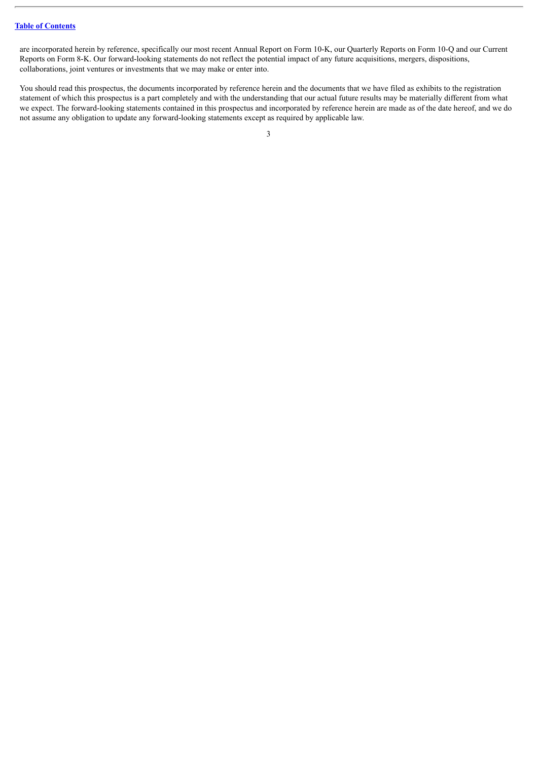are incorporated herein by reference, specifically our most recent Annual Report on Form 10-K, our Quarterly Reports on Form 10-Q and our Current Reports on Form 8-K. Our forward-looking statements do not reflect the potential impact of any future acquisitions, mergers, dispositions, collaborations, joint ventures or investments that we may make or enter into.

You should read this prospectus, the documents incorporated by reference herein and the documents that we have filed as exhibits to the registration statement of which this prospectus is a part completely and with the understanding that our actual future results may be materially different from what we expect. The forward-looking statements contained in this prospectus and incorporated by reference herein are made as of the date hereof, and we do not assume any obligation to update any forward-looking statements except as required by applicable law.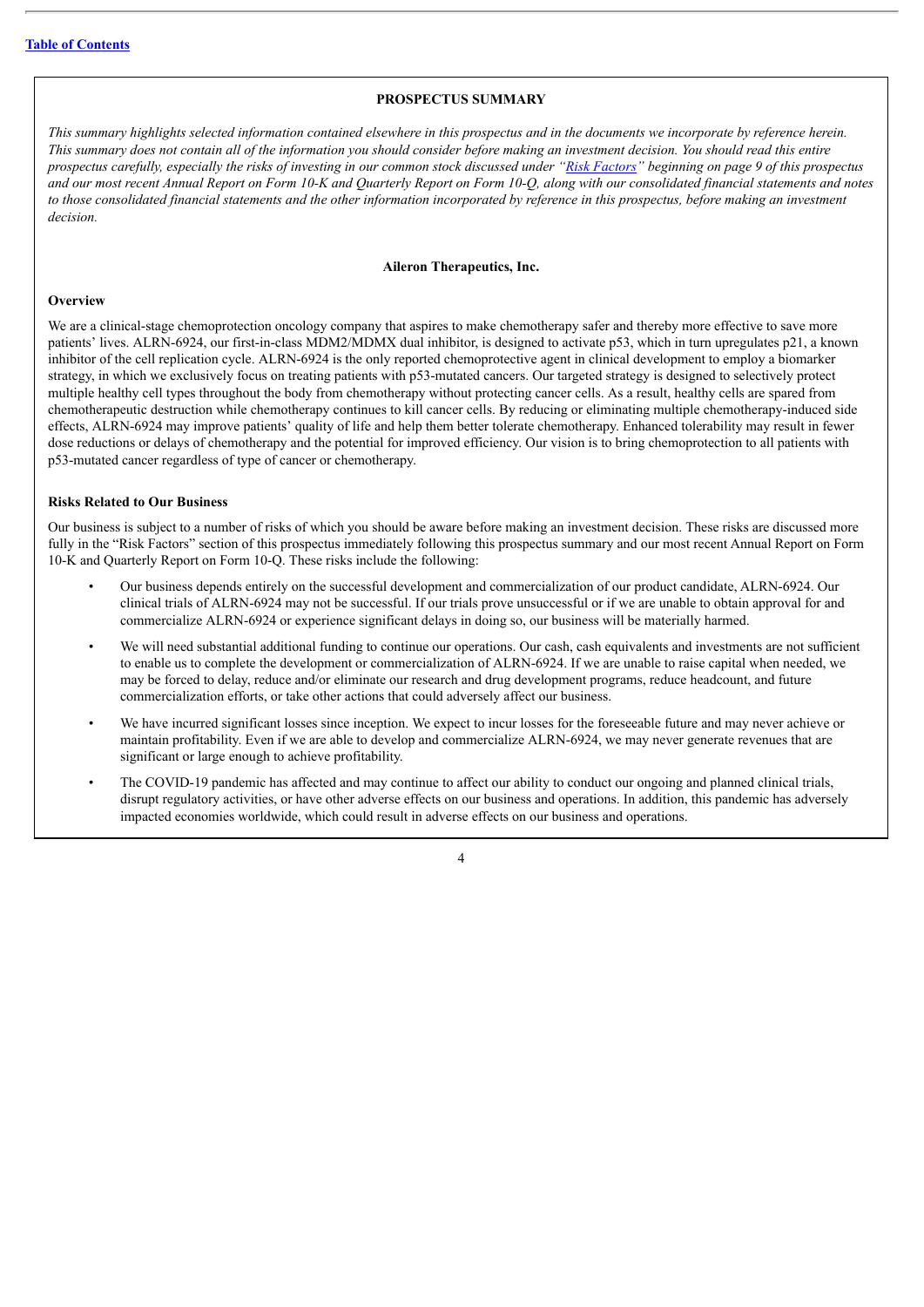## PROSPECTUS SUMMARY

*This summary highlights selected information contained elsewhere in this prospectus and in the documents we incorporate by reference herein. This summary does not contain all of the information you should consider before making an investment decision. You should read this entire prospectus carefully, especially the risks of investing in our common stock discussed under "Risk Factors" beginning on page 9 of this prospectus and our most recent Annual Report on Form 10-K and Quarterly Report on Form 10-Q, along with our consolidated financial statements and notes to those consolidated financial statements and the other information incorporated by reference in this prospectus, before making an investment decision.*

### Aileron Therapeutics, Inc.

#### Overview

We are a clinical-stage chemoprotection oncology company that aspires to make chemotherapy safer and thereby more effective to save more patients' lives. ALRN-6924, our first-in-class MDM2/MDMX dual inhibitor, is designed to activate p53, which in turn upregulates p21, a known inhibitor of the cell replication cycle. ALRN-6924 is the only reported chemoprotective agent in clinical development to employ a biomarker strategy, in which we exclusively focus on treating patients with p53-mutated cancers. Our targeted strategy is designed to selectively protect multiple healthy cell types throughout the body from chemotherapy without protecting cancer cells. As a result, healthy cells are spared from chemotherapeutic destruction while chemotherapy continues to kill cancer cells. By reducing or eliminating multiple chemotherapy-induced side effects, ALRN-6924 may improve patients' quality of life and help them better tolerate chemotherapy. Enhanced tolerability may result in fewer dose reductions or delays of chemotherapy and the potential for improved efficiency. Our vision is to bring chemoprotection to all patients with p53-mutated cancer regardless of type of cancer or chemotherapy.

#### Risks Related to Our Business

Our business is subject to a number of risks of which you should be aware before making an investment decision. These risks are discussed more fully in the "Risk Factors" section of this prospectus immediately following this prospectus summary and our most recent Annual Report on Form 10-K and Quarterly Report on Form 10-Q. These risks include the following:

- Our business depends entirely on the successful development and commercialization of our product candidate, ALRN-6924. Our clinical trials of ALRN-6924 may not be successful. If our trials prove unsuccessful or if we are unable to obtain approval for and commercialize ALRN-6924 or experience significant delays in doing so, our business will be materially harmed.
- We will need substantial additional funding to continue our operations. Our cash, cash equivalents and investments are not sufficient to enable us to complete the development or commercialization of ALRN-6924. If we are unable to raise capital when needed, we may be forced to delay, reduce and/or eliminate our research and drug development programs, reduce headcount, and future commercialization efforts, or take other actions that could adversely affect our business.
- We have incurred significant losses since inception. We expect to incur losses for the foreseeable future and may never achieve or maintain profitability. Even if we are able to develop and commercialize ALRN-6924, we may never generate revenues that are significant or large enough to achieve profitability.
- The COVID-19 pandemic has affected and may continue to affect our ability to conduct our ongoing and planned clinical trials, disrupt regulatory activities, or have other adverse effects on our business and operations. In addition, this pandemic has adversely impacted economies worldwide, which could result in adverse effects on our business and operations.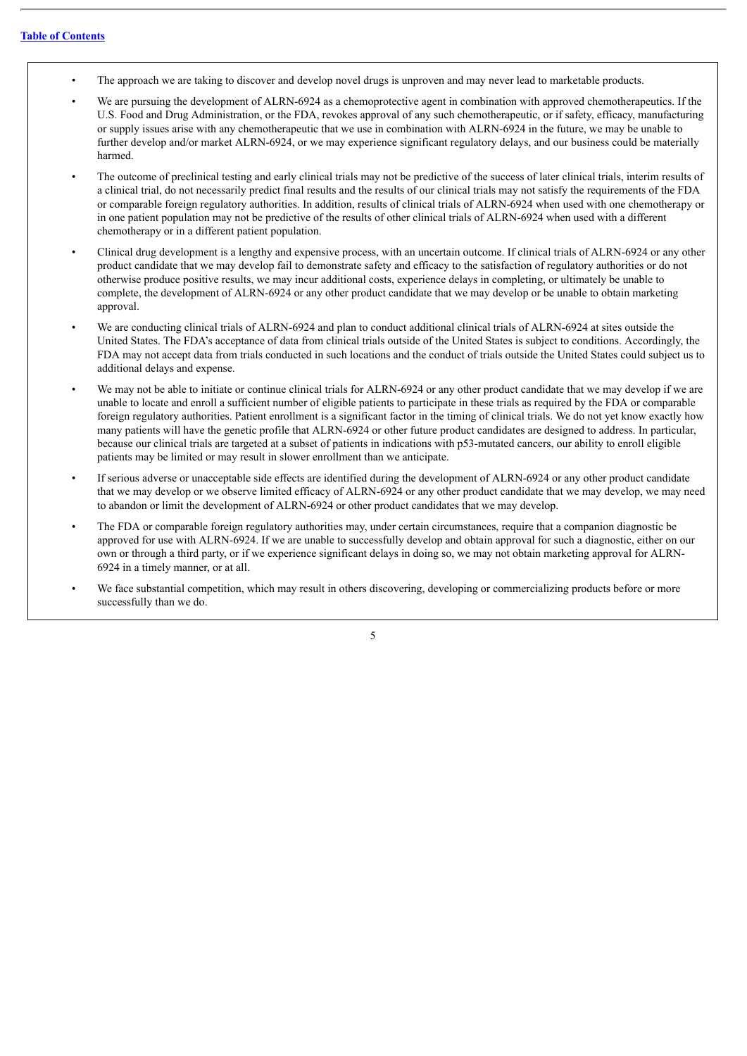- The approach we are taking to discover and develop novel drugs is unproven and may never lead to marketable products.
- We are pursuing the development of ALRN-6924 as a chemoprotective agent in combination with approved chemotherapeutics. If the U.S. Food and Drug Administration, or the FDA, revokes approval of any such chemotherapeutic, or if safety, efficacy, manufacturing or supply issues arise with any chemotherapeutic that we use in combination with ALRN-6924 in the future, we may be unable to further develop and/or market ALRN-6924, or we may experience significant regulatory delays, and our business could be materially harmed.
- The outcome of preclinical testing and early clinical trials may not be predictive of the success of later clinical trials, interim results of a clinical trial, do not necessarily predict final results and the results of our clinical trials may not satisfy the requirements of the FDA or comparable foreign regulatory authorities. In addition, results of clinical trials of ALRN-6924 when used with one chemotherapy or in one patient population may not be predictive of the results of other clinical trials of ALRN-6924 when used with a different chemotherapy or in a different patient population.
- Clinical drug development is a lengthy and expensive process, with an uncertain outcome. If clinical trials of ALRN-6924 or any other product candidate that we may develop fail to demonstrate safety and efficacy to the satisfaction of regulatory authorities or do not otherwise produce positive results, we may incur additional costs, experience delays in completing, or ultimately be unable to complete, the development of ALRN-6924 or any other product candidate that we may develop or be unable to obtain marketing approval.
- We are conducting clinical trials of ALRN-6924 and plan to conduct additional clinical trials of ALRN-6924 at sites outside the United States. The FDA's acceptance of data from clinical trials outside of the United States is subject to conditions. Accordingly, the FDA may not accept data from trials conducted in such locations and the conduct of trials outside the United States could subject us to additional delays and expense.
- We may not be able to initiate or continue clinical trials for ALRN-6924 or any other product candidate that we may develop if we are unable to locate and enroll a sufficient number of eligible patients to participate in these trials as required by the FDA or comparable foreign regulatory authorities. Patient enrollment is a significant factor in the timing of clinical trials. We do not yet know exactly how many patients will have the genetic profile that ALRN-6924 or other future product candidates are designed to address. In particular, because our clinical trials are targeted at a subset of patients in indications with p53-mutated cancers, our ability to enroll eligible patients may be limited or may result in slower enrollment than we anticipate.
- If serious adverse or unacceptable side effects are identified during the development of ALRN-6924 or any other product candidate that we may develop or we observe limited efficacy of ALRN-6924 or any other product candidate that we may develop, we may need to abandon or limit the development of ALRN-6924 or other product candidates that we may develop.
- The FDA or comparable foreign regulatory authorities may, under certain circumstances, require that a companion diagnostic be approved for use with ALRN-6924. If we are unable to successfully develop and obtain approval for such a diagnostic, either on our own or through a third party, or if we experience significant delays in doing so, we may not obtain marketing approval for ALRN-6924 in a timely manner, or at all.
- We face substantial competition, which may result in others discovering, developing or commercializing products before or more successfully than we do.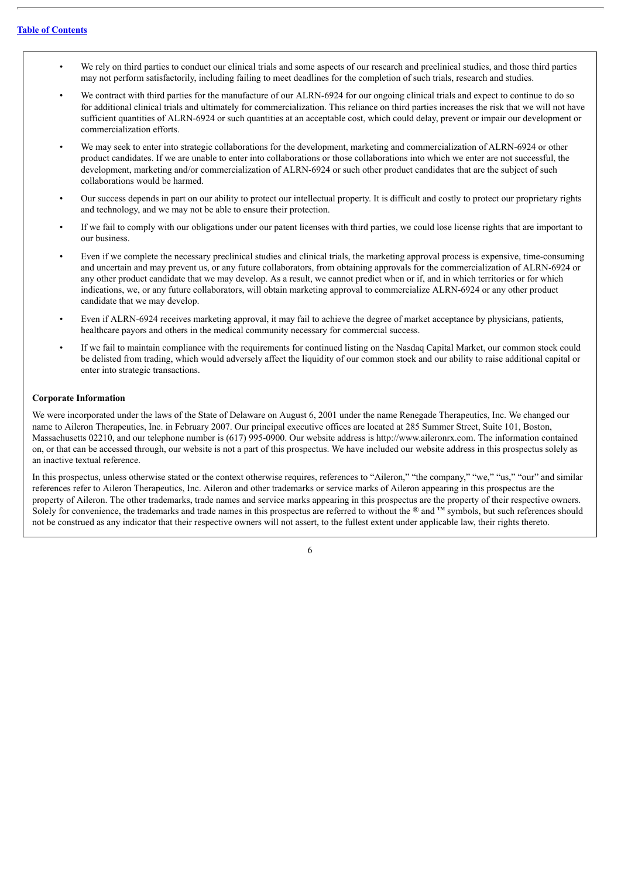- We rely on third parties to conduct our clinical trials and some aspects of our research and preclinical studies, and those third parties may not perform satisfactorily, including failing to meet deadlines for the completion of such trials, research and studies.
- We contract with third parties for the manufacture of our ALRN-6924 for our ongoing clinical trials and expect to continue to do so for additional clinical trials and ultimately for commercialization. This reliance on third parties increases the risk that we will not have sufficient quantities of ALRN-6924 or such quantities at an acceptable cost, which could delay, prevent or impair our development or commercialization efforts.
- We may seek to enter into strategic collaborations for the development, marketing and commercialization of ALRN-6924 or other product candidates. If we are unable to enter into collaborations or those collaborations into which we enter are not successful, the development, marketing and/or commercialization of ALRN-6924 or such other product candidates that are the subject of such collaborations would be harmed.
- Our success depends in part on our ability to protect our intellectual property. It is difficult and costly to protect our proprietary rights and technology, and we may not be able to ensure their protection.
- If we fail to comply with our obligations under our patent licenses with third parties, we could lose license rights that are important to our business.
- Even if we complete the necessary preclinical studies and clinical trials, the marketing approval process is expensive, time-consuming and uncertain and may prevent us, or any future collaborators, from obtaining approvals for the commercialization of ALRN-6924 or any other product candidate that we may develop. As a result, we cannot predict when or if, and in which territories or for which indications, we, or any future collaborators, will obtain marketing approval to commercialize ALRN-6924 or any other product candidate that we may develop.
- Even if ALRN-6924 receives marketing approval, it may fail to achieve the degree of market acceptance by physicians, patients, healthcare payors and others in the medical community necessary for commercial success.
- If we fail to maintain compliance with the requirements for continued listing on the Nasdaq Capital Market, our common stock could be delisted from trading, which would adversely affect the liquidity of our common stock and our ability to raise additional capital or enter into strategic transactions.

**Corporate Information**

We were incorporated under the laws of the State of Delaware on August 6, 2001 under the name Renegade Therapeutics, Inc. We changed our name to Aileron Therapeutics, Inc. in February 2007. Our principal executive offices are located at 285 Summer Street, Suite 101, Boston, Massachusetts 02210, and our telephone number is (617) 995-0900. Our website address is http://www.aileronrx.com. The information contained on, or that can be accessed through, our website is not a part of this prospectus. We have included our website address in this prospectus solely as an inactive textual reference.

In this prospectus, unless otherwise stated or the context otherwise requires, references to "Aileron," "the company," "we," "us," "our" and similar references refer to Aileron Therapeutics, Inc. Aileron and other trademarks or service marks of Aileron appearing in this prospectus are the property of Aileron. The other trademarks, trade names and service marks appearing in this prospectus are the property of their respective owners. Solely for convenience, the trademarks and trade names in this prospectus are referred to without the ® and ™ symbols, but such references should not be construed as any indicator that their respective owners will not assert, to the fullest extent under applicable law, their rights thereto.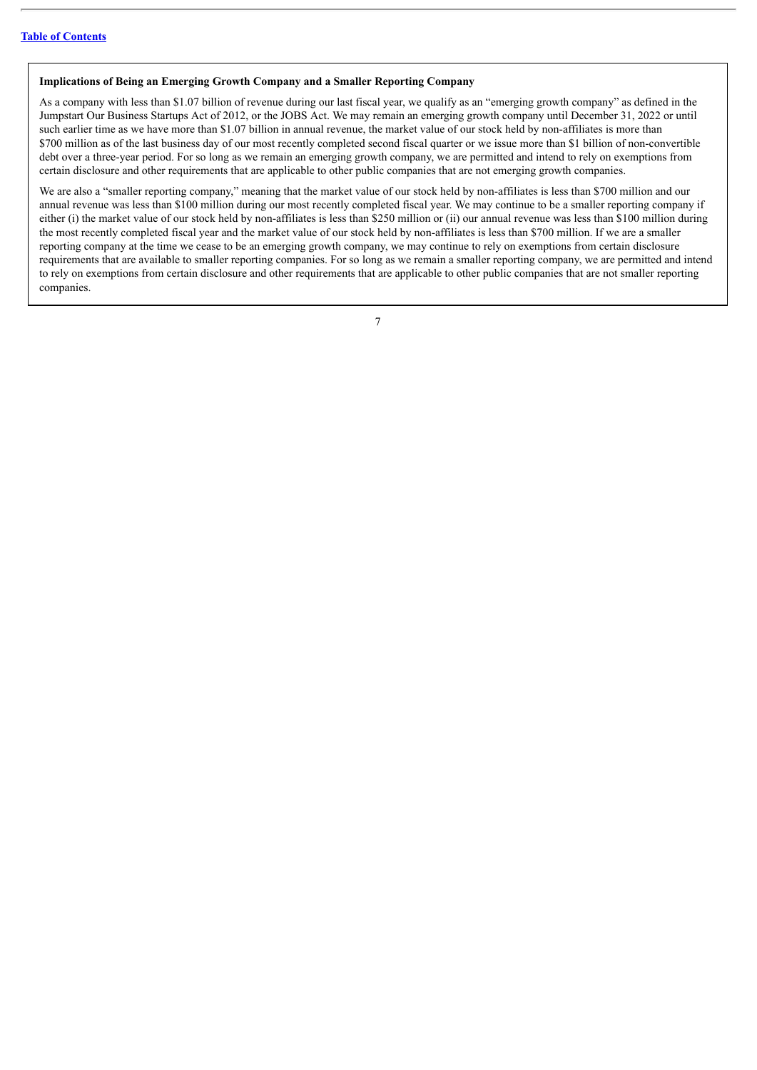**Implications of Being an Emerging Growth Company and a Smaller Reporting Company**

As a company with less than $1.07 billion of revenue during our last fiscal year, we qualify as an "emerging growth company" as defined in the Jumpstart Our Business Startups Act of 2012, or the JOBS Act. We may remain an emerging growth company until December 31, 2022 or until such earlier time as we have more than $1.07 billion in annual revenue, the market value of our stock held by non-affiliates is more than $700 million as of the last business day of our most recently completed second fiscal quarter or we issue more than $1 billion of non-convertible debt over a three-year period. For so long as we remain an emerging growth company, we are permitted and intend to rely on exemptions from certain disclosure and other requirements that are applicable to other public companies that are not emerging growth companies.

We are also a "smaller reporting company," meaning that the market value of our stock held by non-affiliates is less than $700 million and our annual revenue was less than $100 million during our most recently completed fiscal year. We may continue to be a smaller reporting company if either (i) the market value of our stock held by non-affiliates is less than $250 million or (ii) our annual revenue was less than $100 million during the most recently completed fiscal year and the market value of our stock held by non-affiliates is less than $700 million. If we are a smaller reporting company at the time we cease to be an emerging growth company, we may continue to rely on exemptions from certain disclosure requirements that are available to smaller reporting companies. For so long as we remain a smaller reporting company, we are permitted and intend to rely on exemptions from certain disclosure and other requirements that are applicable to other public companies that are not smaller reporting companies.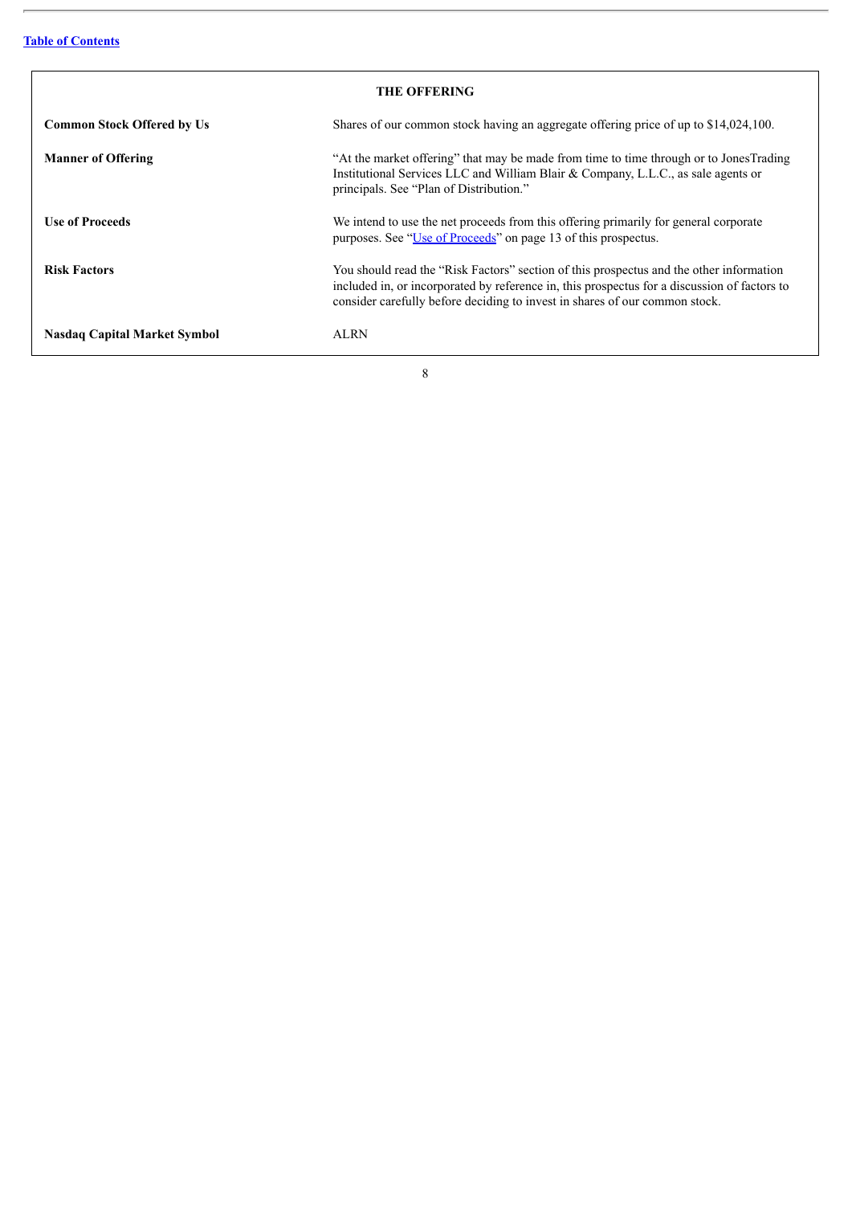## THE OFFERING

| | |
|---|---|
| **Common Stock Offered by Us** | Shares of our common stock having an aggregate offering price of up to $14,024,100. |
| **Manner of Offering** | "At the market offering" that may be made from time to time through or to JonesTrading Institutional Services LLC and William Blair & Company, L.L.C., as sale agents or principals. See "Plan of Distribution." |
| **Use of Proceeds** | We intend to use the net proceeds from this offering primarily for general corporate purposes. See "Use of Proceeds" on page 13 of this prospectus. |
| **Risk Factors** | You should read the "Risk Factors" section of this prospectus and the other information included in, or incorporated by reference in, this prospectus for a discussion of factors to consider carefully before deciding to invest in shares of our common stock. |
| **Nasdaq Capital Market Symbol** | ALRN |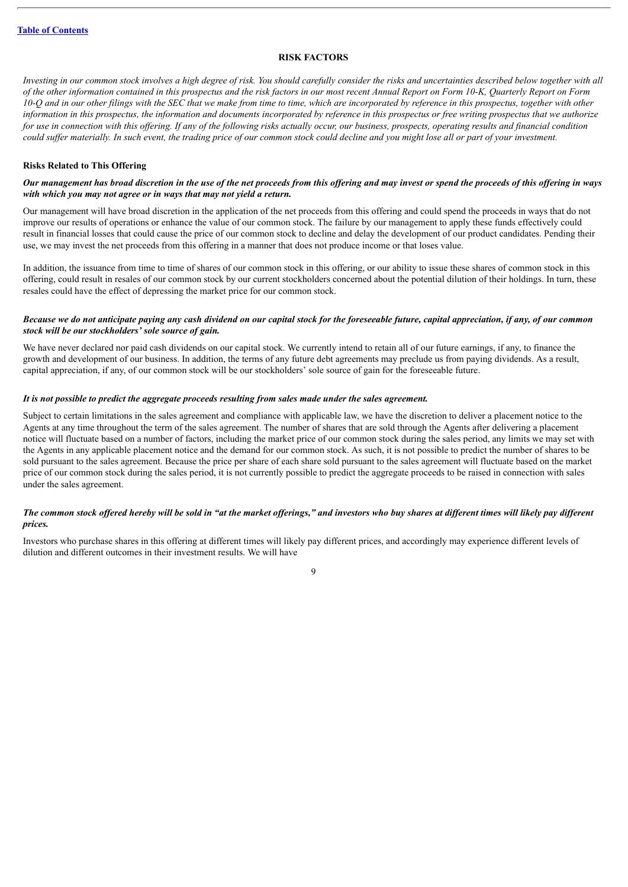## RISK FACTORS

*Investing in our common stock involves a high degree of risk. You should carefully consider the risks and uncertainties described below together with all of the other information contained in this prospectus and the risk factors in our most recent Annual Report on Form 10-K, Quarterly Report on Form 10-Q and in our other filings with the SEC that we make from time to time, which are incorporated by reference in this prospectus, together with other information in this prospectus, the information and documents incorporated by reference in this prospectus or free writing prospectus that we authorize for use in connection with this offering. If any of the following risks actually occur, our business, prospects, operating results and financial condition could suffer materially. In such event, the trading price of our common stock could decline and you might lose all or part of your investment.*

### Risks Related to This Offering

***Our management has broad discretion in the use of the net proceeds from this offering and may invest or spend the proceeds of this offering in ways with which you may not agree or in ways that may not yield a return.***

Our management will have broad discretion in the application of the net proceeds from this offering and could spend the proceeds in ways that do not improve our results of operations or enhance the value of our common stock. The failure by our management to apply these funds effectively could result in financial losses that could cause the price of our common stock to decline and delay the development of our product candidates. Pending their use, we may invest the net proceeds from this offering in a manner that does not produce income or that loses value.

In addition, the issuance from time to time of shares of our common stock in this offering, or our ability to issue these shares of common stock in this offering, could result in resales of our common stock by our current stockholders concerned about the potential dilution of their holdings. In turn, these resales could have the effect of depressing the market price for our common stock.

***Because we do not anticipate paying any cash dividend on our capital stock for the foreseeable future, capital appreciation, if any, of our common stock will be our stockholders' sole source of gain.***

We have never declared nor paid cash dividends on our capital stock. We currently intend to retain all of our future earnings, if any, to finance the growth and development of our business. In addition, the terms of any future debt agreements may preclude us from paying dividends. As a result, capital appreciation, if any, of our common stock will be our stockholders' sole source of gain for the foreseeable future.

***It is not possible to predict the aggregate proceeds resulting from sales made under the sales agreement.***

Subject to certain limitations in the sales agreement and compliance with applicable law, we have the discretion to deliver a placement notice to the Agents at any time throughout the term of the sales agreement. The number of shares that are sold through the Agents after delivering a placement notice will fluctuate based on a number of factors, including the market price of our common stock during the sales period, any limits we may set with the Agents in any applicable placement notice and the demand for our common stock. As such, it is not possible to predict the number of shares to be sold pursuant to the sales agreement. Because the price per share of each share sold pursuant to the sales agreement will fluctuate based on the market price of our common stock during the sales period, it is not currently possible to predict the aggregate proceeds to be raised in connection with sales under the sales agreement.

***The common stock offered hereby will be sold in "at the market offerings," and investors who buy shares at different times will likely pay different prices.***

Investors who purchase shares in this offering at different times will likely pay different prices, and accordingly may experience different levels of dilution and different outcomes in their investment results. We will have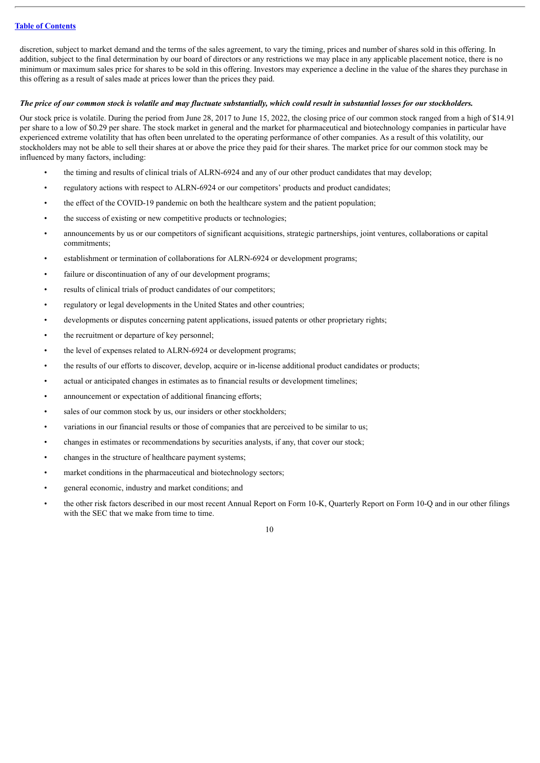discretion, subject to market demand and the terms of the sales agreement, to vary the timing, prices and number of shares sold in this offering. In addition, subject to the final determination by our board of directors or any restrictions we may place in any applicable placement notice, there is no minimum or maximum sales price for shares to be sold in this offering. Investors may experience a decline in the value of the shares they purchase in this offering as a result of sales made at prices lower than the prices they paid.

***The price of our common stock is volatile and may fluctuate substantially, which could result in substantial losses for our stockholders.***

Our stock price is volatile. During the period from June 28, 2017 to June 15, 2022, the closing price of our common stock ranged from a high of $14.91 per share to a low of $0.29 per share. The stock market in general and the market for pharmaceutical and biotechnology companies in particular have experienced extreme volatility that has often been unrelated to the operating performance of other companies. As a result of this volatility, our stockholders may not be able to sell their shares at or above the price they paid for their shares. The market price for our common stock may be influenced by many factors, including:

- the timing and results of clinical trials of ALRN-6924 and any of our other product candidates that may develop;
- regulatory actions with respect to ALRN-6924 or our competitors' products and product candidates;
- the effect of the COVID-19 pandemic on both the healthcare system and the patient population;
- the success of existing or new competitive products or technologies;
- announcements by us or our competitors of significant acquisitions, strategic partnerships, joint ventures, collaborations or capital commitments;
- establishment or termination of collaborations for ALRN-6924 or development programs;
- failure or discontinuation of any of our development programs;
- results of clinical trials of product candidates of our competitors;
- regulatory or legal developments in the United States and other countries;
- developments or disputes concerning patent applications, issued patents or other proprietary rights;
- the recruitment or departure of key personnel;
- the level of expenses related to ALRN-6924 or development programs;
- the results of our efforts to discover, develop, acquire or in-license additional product candidates or products;
- actual or anticipated changes in estimates as to financial results or development timelines;
- announcement or expectation of additional financing efforts;
- sales of our common stock by us, our insiders or other stockholders;
- variations in our financial results or those of companies that are perceived to be similar to us;
- changes in estimates or recommendations by securities analysts, if any, that cover our stock;
- changes in the structure of healthcare payment systems;
- market conditions in the pharmaceutical and biotechnology sectors;
- general economic, industry and market conditions; and
- the other risk factors described in our most recent Annual Report on Form 10-K, Quarterly Report on Form 10-Q and in our other filings with the SEC that we make from time to time.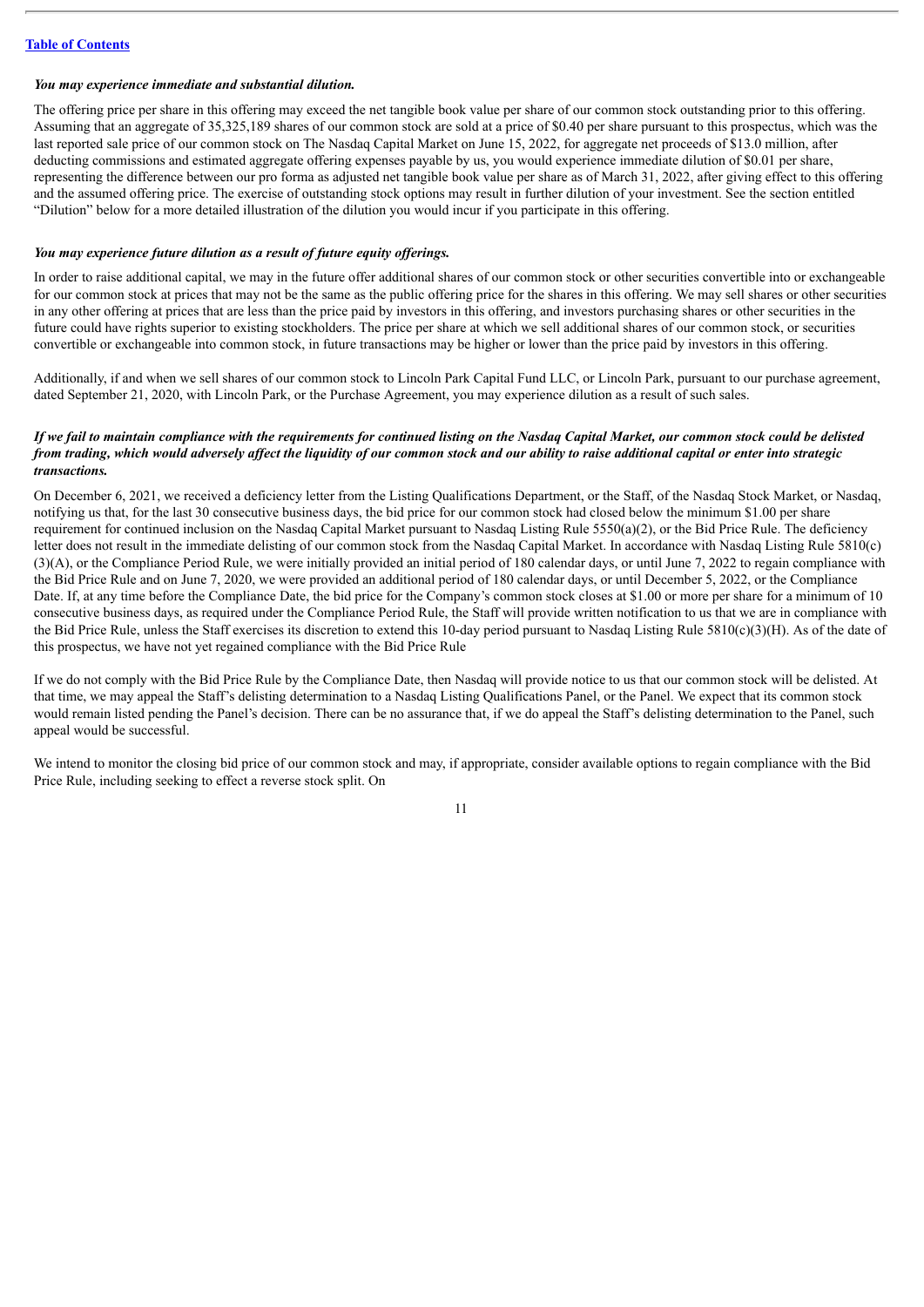[Table of Contents](#)

***You may experience immediate and substantial dilution.***

The offering price per share in this offering may exceed the net tangible book value per share of our common stock outstanding prior to this offering. Assuming that an aggregate of 35,325,189 shares of our common stock are sold at a price of $0.40 per share pursuant to this prospectus, which was the last reported sale price of our common stock on The Nasdaq Capital Market on June 15, 2022, for aggregate net proceeds of $13.0 million, after deducting commissions and estimated aggregate offering expenses payable by us, you would experience immediate dilution of $0.01 per share, representing the difference between our pro forma as adjusted net tangible book value per share as of March 31, 2022, after giving effect to this offering and the assumed offering price. The exercise of outstanding stock options may result in further dilution of your investment. See the section entitled "Dilution" below for a more detailed illustration of the dilution you would incur if you participate in this offering.

***You may experience future dilution as a result of future equity offerings.***

In order to raise additional capital, we may in the future offer additional shares of our common stock or other securities convertible into or exchangeable for our common stock at prices that may not be the same as the public offering price for the shares in this offering. We may sell shares or other securities in any other offering at prices that are less than the price paid by investors in this offering, and investors purchasing shares or other securities in the future could have rights superior to existing stockholders. The price per share at which we sell additional shares of our common stock, or securities convertible or exchangeable into common stock, in future transactions may be higher or lower than the price paid by investors in this offering.

Additionally, if and when we sell shares of our common stock to Lincoln Park Capital Fund LLC, or Lincoln Park, pursuant to our purchase agreement, dated September 21, 2020, with Lincoln Park, or the Purchase Agreement, you may experience dilution as a result of such sales.

***If we fail to maintain compliance with the requirements for continued listing on the Nasdaq Capital Market, our common stock could be delisted from trading, which would adversely affect the liquidity of our common stock and our ability to raise additional capital or enter into strategic transactions.***

On December 6, 2021, we received a deficiency letter from the Listing Qualifications Department, or the Staff, of the Nasdaq Stock Market, or Nasdaq, notifying us that, for the last 30 consecutive business days, the bid price for our common stock had closed below the minimum $1.00 per share requirement for continued inclusion on the Nasdaq Capital Market pursuant to Nasdaq Listing Rule 5550(a)(2), or the Bid Price Rule. The deficiency letter does not result in the immediate delisting of our common stock from the Nasdaq Capital Market. In accordance with Nasdaq Listing Rule 5810(c)(3)(A), or the Compliance Period Rule, we were initially provided an initial period of 180 calendar days, or until June 7, 2022 to regain compliance with the Bid Price Rule and on June 7, 2020, we were provided an additional period of 180 calendar days, or until December 5, 2022, or the Compliance Date. If, at any time before the Compliance Date, the bid price for the Company's common stock closes at $1.00 or more per share for a minimum of 10 consecutive business days, as required under the Compliance Period Rule, the Staff will provide written notification to us that we are in compliance with the Bid Price Rule, unless the Staff exercises its discretion to extend this 10-day period pursuant to Nasdaq Listing Rule 5810(c)(3)(H). As of the date of this prospectus, we have not yet regained compliance with the Bid Price Rule

If we do not comply with the Bid Price Rule by the Compliance Date, then Nasdaq will provide notice to us that our common stock will be delisted. At that time, we may appeal the Staff's delisting determination to a Nasdaq Listing Qualifications Panel, or the Panel. We expect that its common stock would remain listed pending the Panel's decision. There can be no assurance that, if we do appeal the Staff's delisting determination to the Panel, such appeal would be successful.

We intend to monitor the closing bid price of our common stock and may, if appropriate, consider available options to regain compliance with the Bid Price Rule, including seeking to effect a reverse stock split. On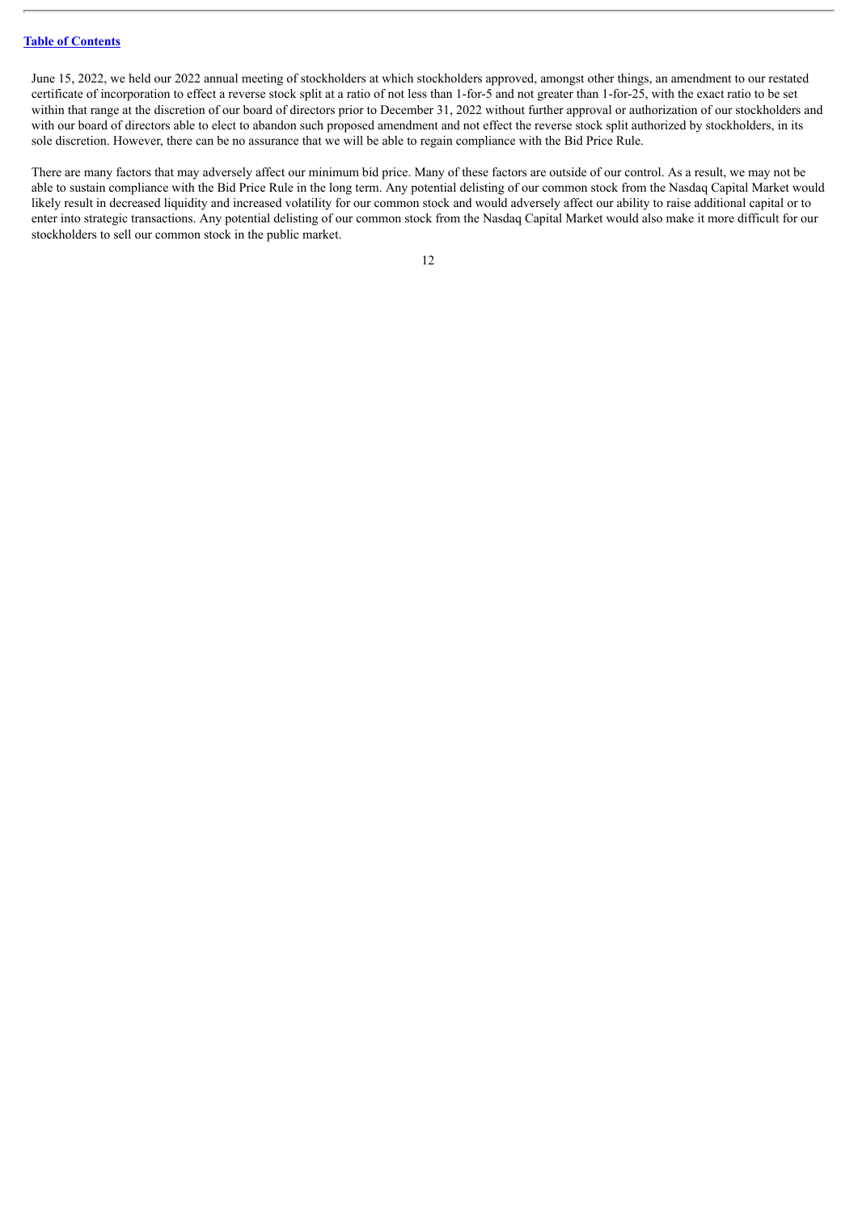June 15, 2022, we held our 2022 annual meeting of stockholders at which stockholders approved, amongst other things, an amendment to our restated certificate of incorporation to effect a reverse stock split at a ratio of not less than 1-for-5 and not greater than 1-for-25, with the exact ratio to be set within that range at the discretion of our board of directors prior to December 31, 2022 without further approval or authorization of our stockholders and with our board of directors able to elect to abandon such proposed amendment and not effect the reverse stock split authorized by stockholders, in its sole discretion. However, there can be no assurance that we will be able to regain compliance with the Bid Price Rule.

There are many factors that may adversely affect our minimum bid price. Many of these factors are outside of our control. As a result, we may not be able to sustain compliance with the Bid Price Rule in the long term. Any potential delisting of our common stock from the Nasdaq Capital Market would likely result in decreased liquidity and increased volatility for our common stock and would adversely affect our ability to raise additional capital or to enter into strategic transactions. Any potential delisting of our common stock from the Nasdaq Capital Market would also make it more difficult for our stockholders to sell our common stock in the public market.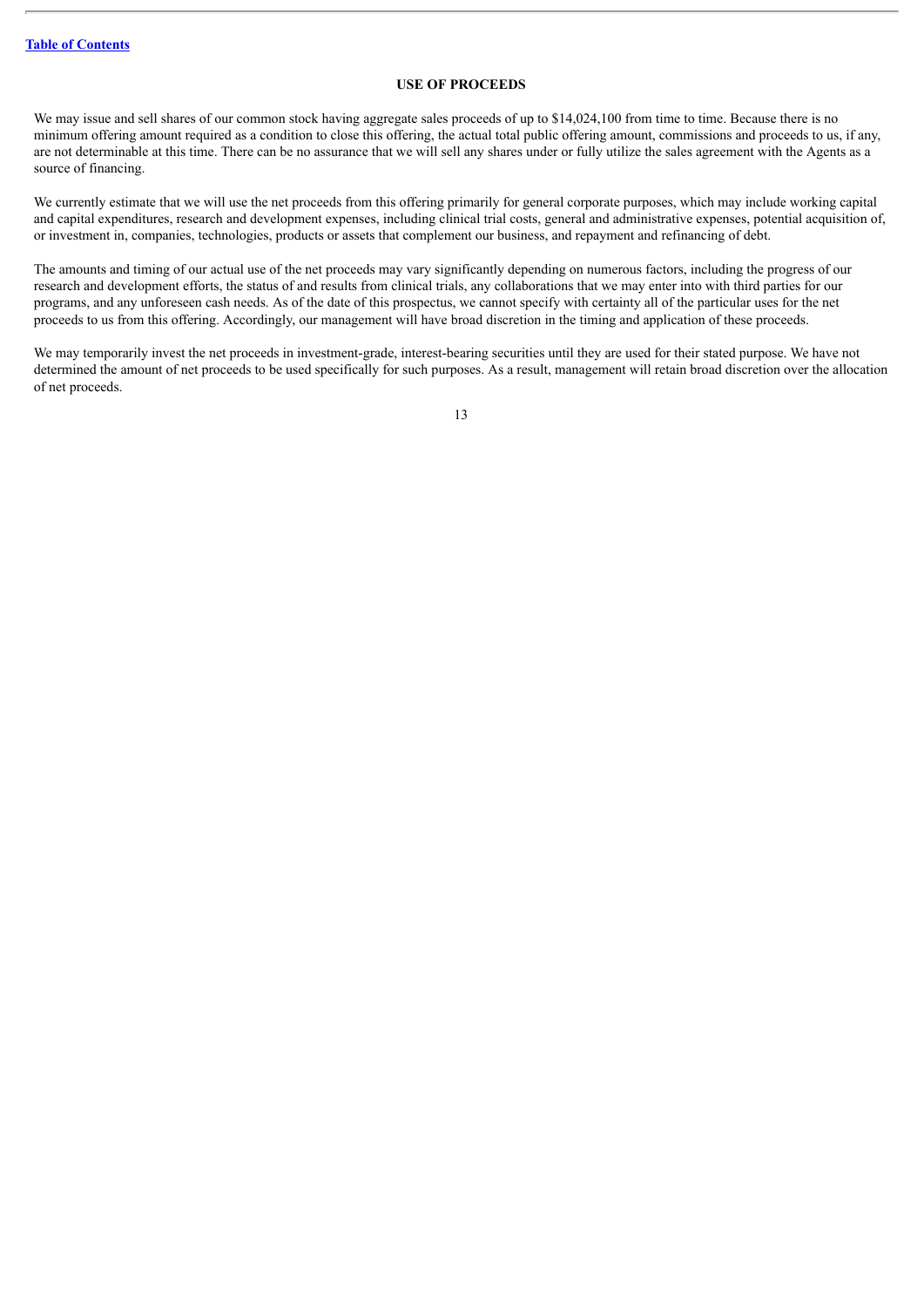## USE OF PROCEEDS

We may issue and sell shares of our common stock having aggregate sales proceeds of up to $14,024,100 from time to time. Because there is no minimum offering amount required as a condition to close this offering, the actual total public offering amount, commissions and proceeds to us, if any, are not determinable at this time. There can be no assurance that we will sell any shares under or fully utilize the sales agreement with the Agents as a source of financing.

We currently estimate that we will use the net proceeds from this offering primarily for general corporate purposes, which may include working capital and capital expenditures, research and development expenses, including clinical trial costs, general and administrative expenses, potential acquisition of, or investment in, companies, technologies, products or assets that complement our business, and repayment and refinancing of debt.

The amounts and timing of our actual use of the net proceeds may vary significantly depending on numerous factors, including the progress of our research and development efforts, the status of and results from clinical trials, any collaborations that we may enter into with third parties for our programs, and any unforeseen cash needs. As of the date of this prospectus, we cannot specify with certainty all of the particular uses for the net proceeds to us from this offering. Accordingly, our management will have broad discretion in the timing and application of these proceeds.

We may temporarily invest the net proceeds in investment-grade, interest-bearing securities until they are used for their stated purpose. We have not determined the amount of net proceeds to be used specifically for such purposes. As a result, management will retain broad discretion over the allocation of net proceeds.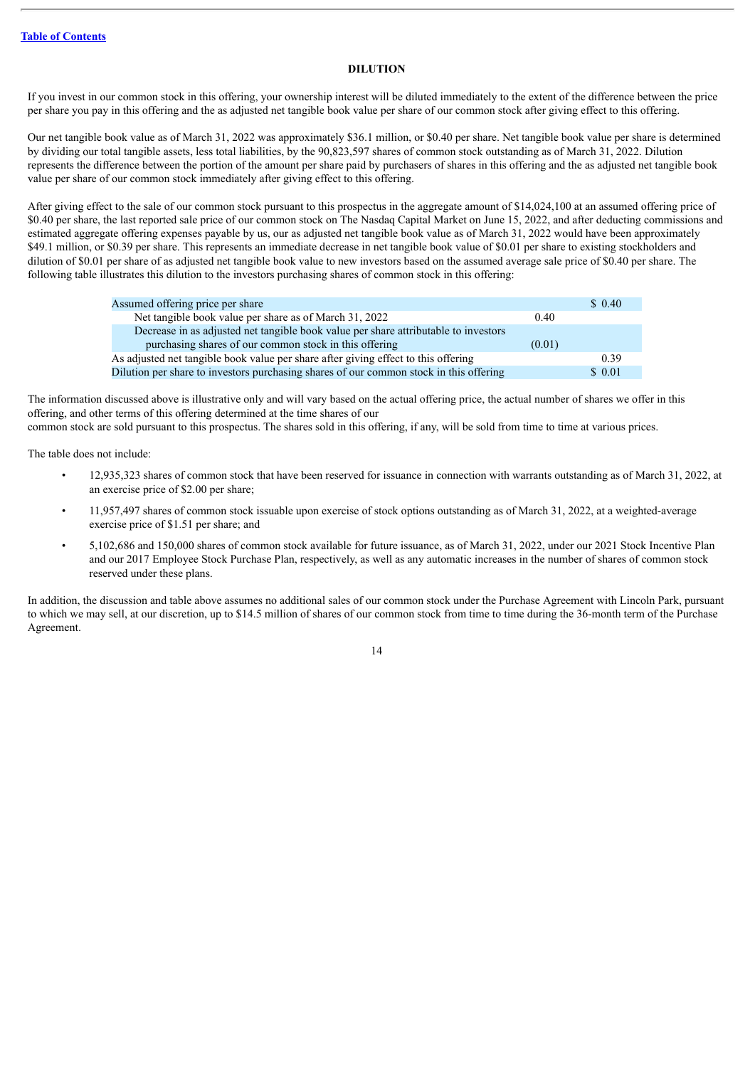## DILUTION

If you invest in our common stock in this offering, your ownership interest will be diluted immediately to the extent of the difference between the price per share you pay in this offering and the as adjusted net tangible book value per share of our common stock after giving effect to this offering.

Our net tangible book value as of March 31, 2022 was approximately $36.1 million, or $0.40 per share. Net tangible book value per share is determined by dividing our total tangible assets, less total liabilities, by the 90,823,597 shares of common stock outstanding as of March 31, 2022. Dilution represents the difference between the portion of the amount per share paid by purchasers of shares in this offering and the as adjusted net tangible book value per share of our common stock immediately after giving effect to this offering.

After giving effect to the sale of our common stock pursuant to this prospectus in the aggregate amount of $14,024,100 at an assumed offering price of $0.40 per share, the last reported sale price of our common stock on The Nasdaq Capital Market on June 15, 2022, and after deducting commissions and estimated aggregate offering expenses payable by us, our as adjusted net tangible book value as of March 31, 2022 would have been approximately $49.1 million, or $0.39 per share. This represents an immediate decrease in net tangible book value of $0.01 per share to existing stockholders and dilution of $0.01 per share of as adjusted net tangible book value to new investors based on the assumed average sale price of $0.40 per share. The following table illustrates this dilution to the investors purchasing shares of common stock in this offering:

| | | |
|---|---|---|
| Assumed offering price per share | | $ 0.40 |
| Net tangible book value per share as of March 31, 2022 | 0.40 | |
| Decrease in as adjusted net tangible book value per share attributable to investors purchasing shares of our common stock in this offering | (0.01) | |
| As adjusted net tangible book value per share after giving effect to this offering | | 0.39 |
| Dilution per share to investors purchasing shares of our common stock in this offering | | $ 0.01 |

The information discussed above is illustrative only and will vary based on the actual offering price, the actual number of shares we offer in this offering, and other terms of this offering determined at the time shares of our common stock are sold pursuant to this prospectus. The shares sold in this offering, if any, will be sold from time to time at various prices.

The table does not include:

- 12,935,323 shares of common stock that have been reserved for issuance in connection with warrants outstanding as of March 31, 2022, at an exercise price of $2.00 per share;
- 11,957,497 shares of common stock issuable upon exercise of stock options outstanding as of March 31, 2022, at a weighted-average exercise price of $1.51 per share; and
- 5,102,686 and 150,000 shares of common stock available for future issuance, as of March 31, 2022, under our 2021 Stock Incentive Plan and our 2017 Employee Stock Purchase Plan, respectively, as well as any automatic increases in the number of shares of common stock reserved under these plans.

In addition, the discussion and table above assumes no additional sales of our common stock under the Purchase Agreement with Lincoln Park, pursuant to which we may sell, at our discretion, up to $14.5 million of shares of our common stock from time to time during the 36-month term of the Purchase Agreement.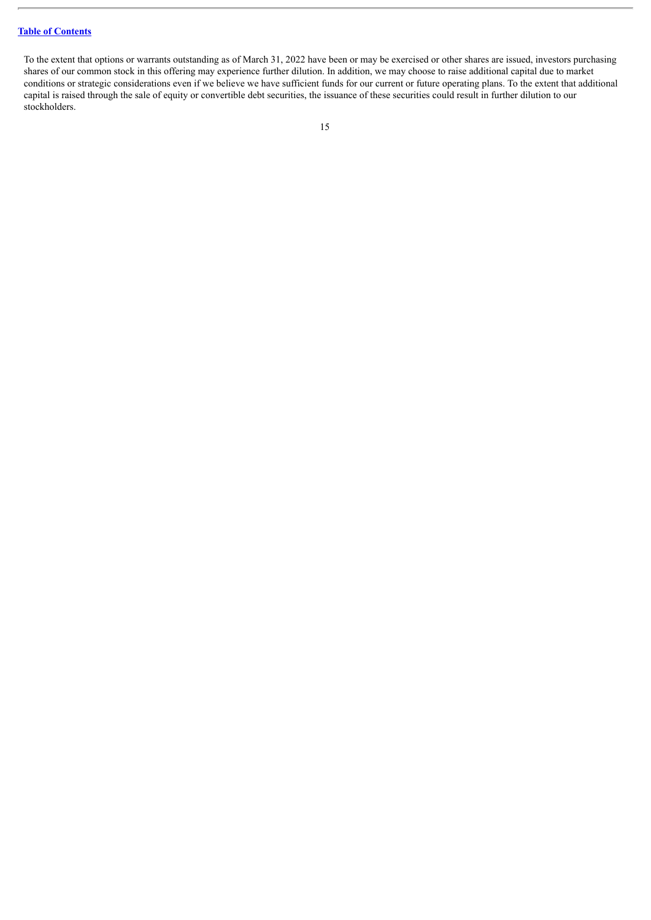To the extent that options or warrants outstanding as of March 31, 2022 have been or may be exercised or other shares are issued, investors purchasing shares of our common stock in this offering may experience further dilution. In addition, we may choose to raise additional capital due to market conditions or strategic considerations even if we believe we have sufficient funds for our current or future operating plans. To the extent that additional capital is raised through the sale of equity or convertible debt securities, the issuance of these securities could result in further dilution to our stockholders.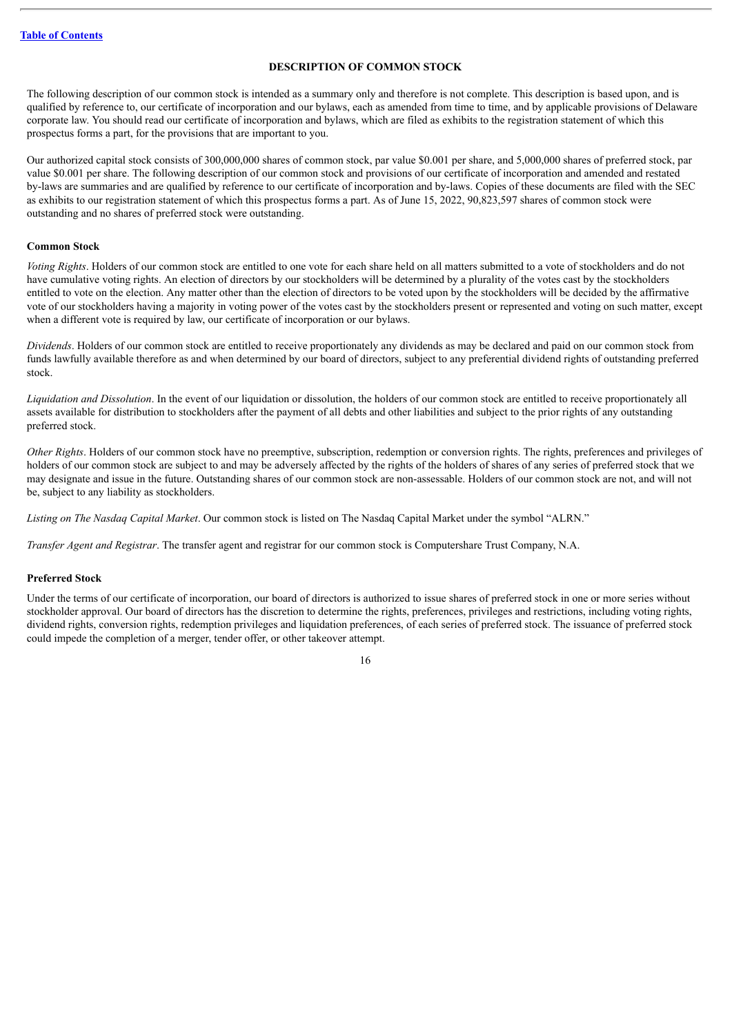## DESCRIPTION OF COMMON STOCK

The following description of our common stock is intended as a summary only and therefore is not complete. This description is based upon, and is qualified by reference to, our certificate of incorporation and our bylaws, each as amended from time to time, and by applicable provisions of Delaware corporate law. You should read our certificate of incorporation and bylaws, which are filed as exhibits to the registration statement of which this prospectus forms a part, for the provisions that are important to you.

Our authorized capital stock consists of 300,000,000 shares of common stock, par value $0.001 per share, and 5,000,000 shares of preferred stock, par value $0.001 per share. The following description of our common stock and provisions of our certificate of incorporation and amended and restated by-laws are summaries and are qualified by reference to our certificate of incorporation and by-laws. Copies of these documents are filed with the SEC as exhibits to our registration statement of which this prospectus forms a part. As of June 15, 2022, 90,823,597 shares of common stock were outstanding and no shares of preferred stock were outstanding.

### Common Stock

*Voting Rights*. Holders of our common stock are entitled to one vote for each share held on all matters submitted to a vote of stockholders and do not have cumulative voting rights. An election of directors by our stockholders will be determined by a plurality of the votes cast by the stockholders entitled to vote on the election. Any matter other than the election of directors to be voted upon by the stockholders will be decided by the affirmative vote of our stockholders having a majority in voting power of the votes cast by the stockholders present or represented and voting on such matter, except when a different vote is required by law, our certificate of incorporation or our bylaws.

*Dividends*. Holders of our common stock are entitled to receive proportionately any dividends as may be declared and paid on our common stock from funds lawfully available therefore as and when determined by our board of directors, subject to any preferential dividend rights of outstanding preferred stock.

*Liquidation and Dissolution*. In the event of our liquidation or dissolution, the holders of our common stock are entitled to receive proportionately all assets available for distribution to stockholders after the payment of all debts and other liabilities and subject to the prior rights of any outstanding preferred stock.

*Other Rights*. Holders of our common stock have no preemptive, subscription, redemption or conversion rights. The rights, preferences and privileges of holders of our common stock are subject to and may be adversely affected by the rights of the holders of shares of any series of preferred stock that we may designate and issue in the future. Outstanding shares of our common stock are non-assessable. Holders of our common stock are not, and will not be, subject to any liability as stockholders.

*Listing on The Nasdaq Capital Market*. Our common stock is listed on The Nasdaq Capital Market under the symbol "ALRN."

*Transfer Agent and Registrar*. The transfer agent and registrar for our common stock is Computershare Trust Company, N.A.

### Preferred Stock

Under the terms of our certificate of incorporation, our board of directors is authorized to issue shares of preferred stock in one or more series without stockholder approval. Our board of directors has the discretion to determine the rights, preferences, privileges and restrictions, including voting rights, dividend rights, conversion rights, redemption privileges and liquidation preferences, of each series of preferred stock. The issuance of preferred stock could impede the completion of a merger, tender offer, or other takeover attempt.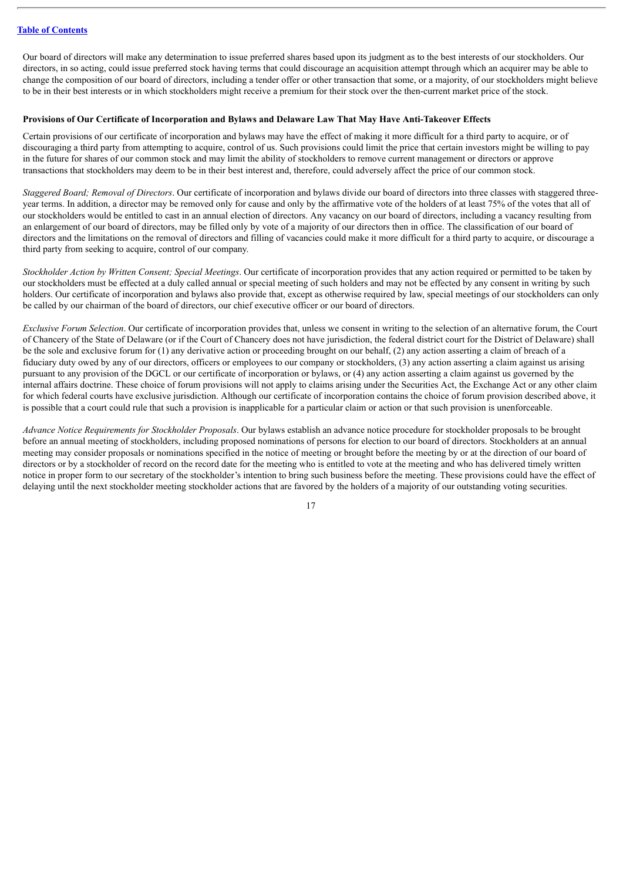Our board of directors will make any determination to issue preferred shares based upon its judgment as to the best interests of our stockholders. Our directors, in so acting, could issue preferred stock having terms that could discourage an acquisition attempt through which an acquirer may be able to change the composition of our board of directors, including a tender offer or other transaction that some, or a majority, of our stockholders might believe to be in their best interests or in which stockholders might receive a premium for their stock over the then-current market price of the stock.

**Provisions of Our Certificate of Incorporation and Bylaws and Delaware Law That May Have Anti-Takeover Effects**

Certain provisions of our certificate of incorporation and bylaws may have the effect of making it more difficult for a third party to acquire, or of discouraging a third party from attempting to acquire, control of us. Such provisions could limit the price that certain investors might be willing to pay in the future for shares of our common stock and may limit the ability of stockholders to remove current management or directors or approve transactions that stockholders may deem to be in their best interest and, therefore, could adversely affect the price of our common stock.

*Staggered Board; Removal of Directors*. Our certificate of incorporation and bylaws divide our board of directors into three classes with staggered three-year terms. In addition, a director may be removed only for cause and only by the affirmative vote of the holders of at least 75% of the votes that all of our stockholders would be entitled to cast in an annual election of directors. Any vacancy on our board of directors, including a vacancy resulting from an enlargement of our board of directors, may be filled only by vote of a majority of our directors then in office. The classification of our board of directors and the limitations on the removal of directors and filling of vacancies could make it more difficult for a third party to acquire, or discourage a third party from seeking to acquire, control of our company.

*Stockholder Action by Written Consent; Special Meetings*. Our certificate of incorporation provides that any action required or permitted to be taken by our stockholders must be effected at a duly called annual or special meeting of such holders and may not be effected by any consent in writing by such holders. Our certificate of incorporation and bylaws also provide that, except as otherwise required by law, special meetings of our stockholders can only be called by our chairman of the board of directors, our chief executive officer or our board of directors.

*Exclusive Forum Selection*. Our certificate of incorporation provides that, unless we consent in writing to the selection of an alternative forum, the Court of Chancery of the State of Delaware (or if the Court of Chancery does not have jurisdiction, the federal district court for the District of Delaware) shall be the sole and exclusive forum for (1) any derivative action or proceeding brought on our behalf, (2) any action asserting a claim of breach of a fiduciary duty owed by any of our directors, officers or employees to our company or stockholders, (3) any action asserting a claim against us arising pursuant to any provision of the DGCL or our certificate of incorporation or bylaws, or (4) any action asserting a claim against us governed by the internal affairs doctrine. These choice of forum provisions will not apply to claims arising under the Securities Act, the Exchange Act or any other claim for which federal courts have exclusive jurisdiction. Although our certificate of incorporation contains the choice of forum provision described above, it is possible that a court could rule that such a provision is inapplicable for a particular claim or action or that such provision is unenforceable.

*Advance Notice Requirements for Stockholder Proposals*. Our bylaws establish an advance notice procedure for stockholder proposals to be brought before an annual meeting of stockholders, including proposed nominations of persons for election to our board of directors. Stockholders at an annual meeting may consider proposals or nominations specified in the notice of meeting or brought before the meeting by or at the direction of our board of directors or by a stockholder of record on the record date for the meeting who is entitled to vote at the meeting and who has delivered timely written notice in proper form to our secretary of the stockholder's intention to bring such business before the meeting. These provisions could have the effect of delaying until the next stockholder meeting stockholder actions that are favored by the holders of a majority of our outstanding voting securities.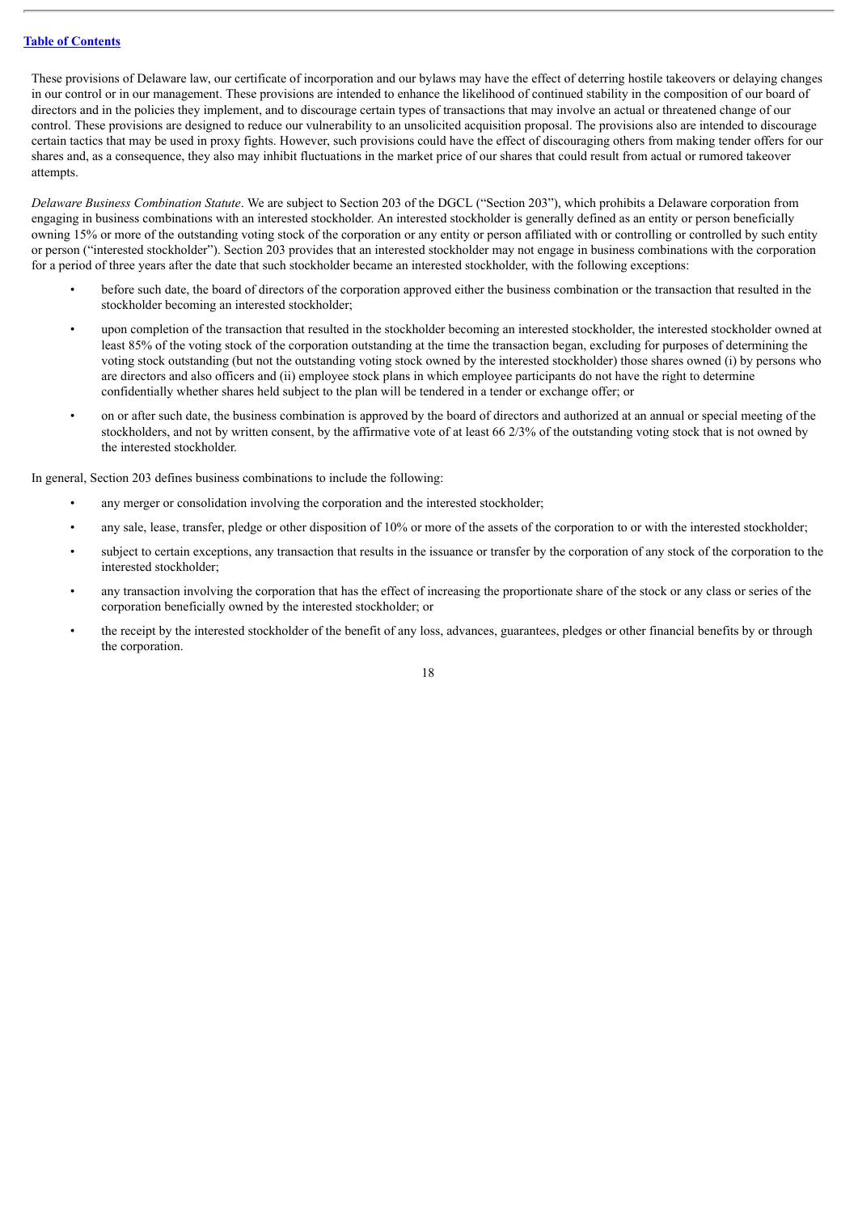These provisions of Delaware law, our certificate of incorporation and our bylaws may have the effect of deterring hostile takeovers or delaying changes in our control or in our management. These provisions are intended to enhance the likelihood of continued stability in the composition of our board of directors and in the policies they implement, and to discourage certain types of transactions that may involve an actual or threatened change of our control. These provisions are designed to reduce our vulnerability to an unsolicited acquisition proposal. The provisions also are intended to discourage certain tactics that may be used in proxy fights. However, such provisions could have the effect of discouraging others from making tender offers for our shares and, as a consequence, they also may inhibit fluctuations in the market price of our shares that could result from actual or rumored takeover attempts.

*Delaware Business Combination Statute*. We are subject to Section 203 of the DGCL ("Section 203"), which prohibits a Delaware corporation from engaging in business combinations with an interested stockholder. An interested stockholder is generally defined as an entity or person beneficially owning 15% or more of the outstanding voting stock of the corporation or any entity or person affiliated with or controlling or controlled by such entity or person ("interested stockholder"). Section 203 provides that an interested stockholder may not engage in business combinations with the corporation for a period of three years after the date that such stockholder became an interested stockholder, with the following exceptions:

- before such date, the board of directors of the corporation approved either the business combination or the transaction that resulted in the stockholder becoming an interested stockholder;
- upon completion of the transaction that resulted in the stockholder becoming an interested stockholder, the interested stockholder owned at least 85% of the voting stock of the corporation outstanding at the time the transaction began, excluding for purposes of determining the voting stock outstanding (but not the outstanding voting stock owned by the interested stockholder) those shares owned (i) by persons who are directors and also officers and (ii) employee stock plans in which employee participants do not have the right to determine confidentially whether shares held subject to the plan will be tendered in a tender or exchange offer; or
- on or after such date, the business combination is approved by the board of directors and authorized at an annual or special meeting of the stockholders, and not by written consent, by the affirmative vote of at least 66 2/3% of the outstanding voting stock that is not owned by the interested stockholder.

In general, Section 203 defines business combinations to include the following:

- any merger or consolidation involving the corporation and the interested stockholder;
- any sale, lease, transfer, pledge or other disposition of 10% or more of the assets of the corporation to or with the interested stockholder;
- subject to certain exceptions, any transaction that results in the issuance or transfer by the corporation of any stock of the corporation to the interested stockholder;
- any transaction involving the corporation that has the effect of increasing the proportionate share of the stock or any class or series of the corporation beneficially owned by the interested stockholder; or
- the receipt by the interested stockholder of the benefit of any loss, advances, guarantees, pledges or other financial benefits by or through the corporation.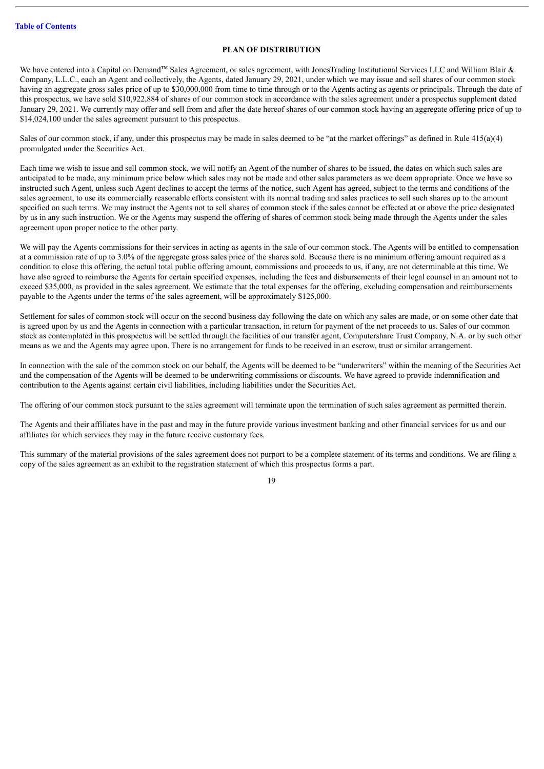## PLAN OF DISTRIBUTION

We have entered into a Capital on Demand™ Sales Agreement, or sales agreement, with JonesTrading Institutional Services LLC and William Blair & Company, L.L.C., each an Agent and collectively, the Agents, dated January 29, 2021, under which we may issue and sell shares of our common stock having an aggregate gross sales price of up to $30,000,000 from time to time through or to the Agents acting as agents or principals. Through the date of this prospectus, we have sold $10,922,884 of shares of our common stock in accordance with the sales agreement under a prospectus supplement dated January 29, 2021. We currently may offer and sell from and after the date hereof shares of our common stock having an aggregate offering price of up to $14,024,100 under the sales agreement pursuant to this prospectus.

Sales of our common stock, if any, under this prospectus may be made in sales deemed to be "at the market offerings" as defined in Rule 415(a)(4) promulgated under the Securities Act.

Each time we wish to issue and sell common stock, we will notify an Agent of the number of shares to be issued, the dates on which such sales are anticipated to be made, any minimum price below which sales may not be made and other sales parameters as we deem appropriate. Once we have so instructed such Agent, unless such Agent declines to accept the terms of the notice, such Agent has agreed, subject to the terms and conditions of the sales agreement, to use its commercially reasonable efforts consistent with its normal trading and sales practices to sell such shares up to the amount specified on such terms. We may instruct the Agents not to sell shares of common stock if the sales cannot be effected at or above the price designated by us in any such instruction. We or the Agents may suspend the offering of shares of common stock being made through the Agents under the sales agreement upon proper notice to the other party.

We will pay the Agents commissions for their services in acting as agents in the sale of our common stock. The Agents will be entitled to compensation at a commission rate of up to 3.0% of the aggregate gross sales price of the shares sold. Because there is no minimum offering amount required as a condition to close this offering, the actual total public offering amount, commissions and proceeds to us, if any, are not determinable at this time. We have also agreed to reimburse the Agents for certain specified expenses, including the fees and disbursements of their legal counsel in an amount not to exceed $35,000, as provided in the sales agreement. We estimate that the total expenses for the offering, excluding compensation and reimbursements payable to the Agents under the terms of the sales agreement, will be approximately $125,000.

Settlement for sales of common stock will occur on the second business day following the date on which any sales are made, or on some other date that is agreed upon by us and the Agents in connection with a particular transaction, in return for payment of the net proceeds to us. Sales of our common stock as contemplated in this prospectus will be settled through the facilities of our transfer agent, Computershare Trust Company, N.A. or by such other means as we and the Agents may agree upon. There is no arrangement for funds to be received in an escrow, trust or similar arrangement.

In connection with the sale of the common stock on our behalf, the Agents will be deemed to be "underwriters" within the meaning of the Securities Act and the compensation of the Agents will be deemed to be underwriting commissions or discounts. We have agreed to provide indemnification and contribution to the Agents against certain civil liabilities, including liabilities under the Securities Act.

The offering of our common stock pursuant to the sales agreement will terminate upon the termination of such sales agreement as permitted therein.

The Agents and their affiliates have in the past and may in the future provide various investment banking and other financial services for us and our affiliates for which services they may in the future receive customary fees.

This summary of the material provisions of the sales agreement does not purport to be a complete statement of its terms and conditions. We are filing a copy of the sales agreement as an exhibit to the registration statement of which this prospectus forms a part.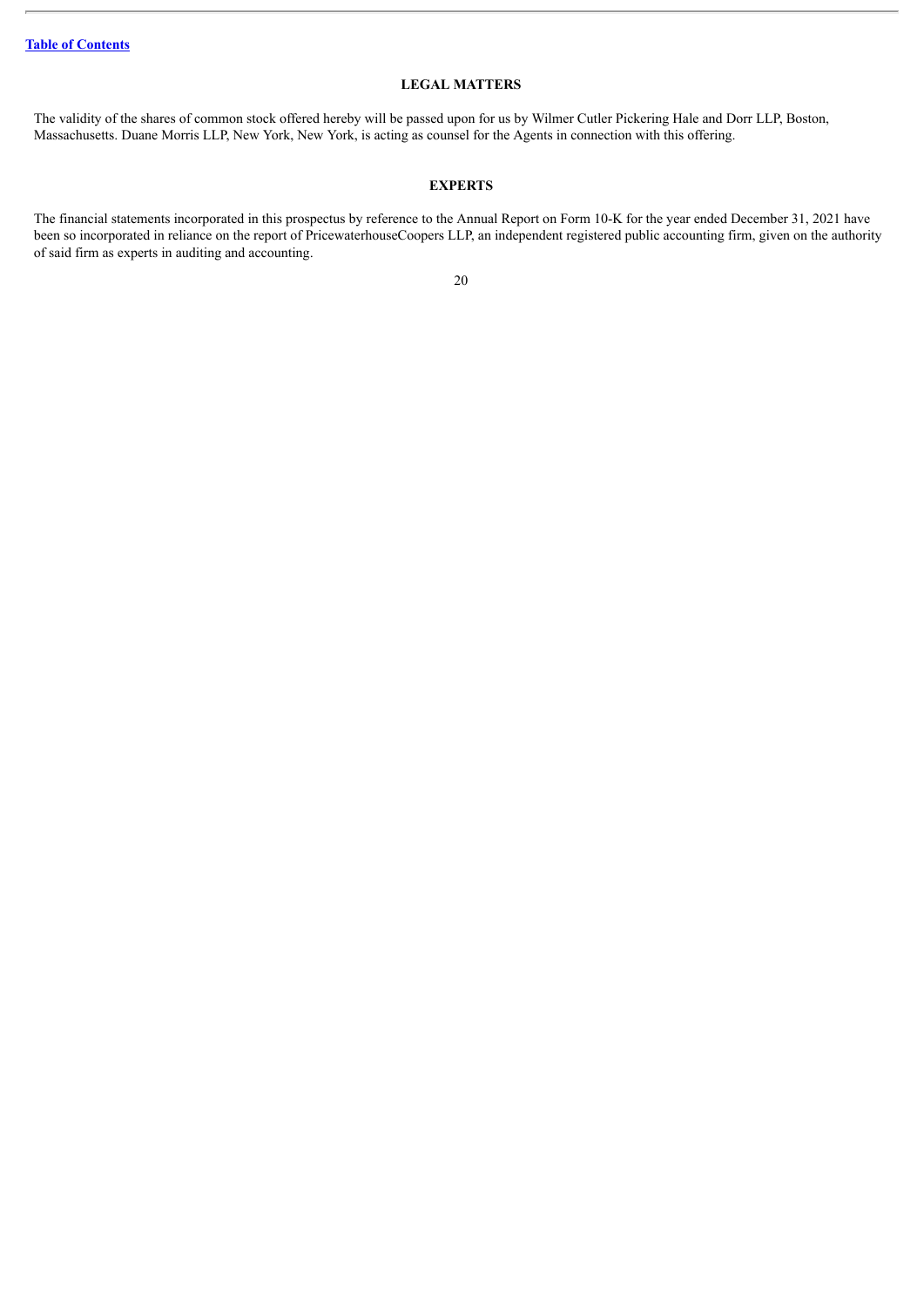## LEGAL MATTERS

The validity of the shares of common stock offered hereby will be passed upon for us by Wilmer Cutler Pickering Hale and Dorr LLP, Boston, Massachusetts. Duane Morris LLP, New York, New York, is acting as counsel for the Agents in connection with this offering.

## EXPERTS

The financial statements incorporated in this prospectus by reference to the Annual Report on Form 10-K for the year ended December 31, 2021 have been so incorporated in reliance on the report of PricewaterhouseCoopers LLP, an independent registered public accounting firm, given on the authority of said firm as experts in auditing and accounting.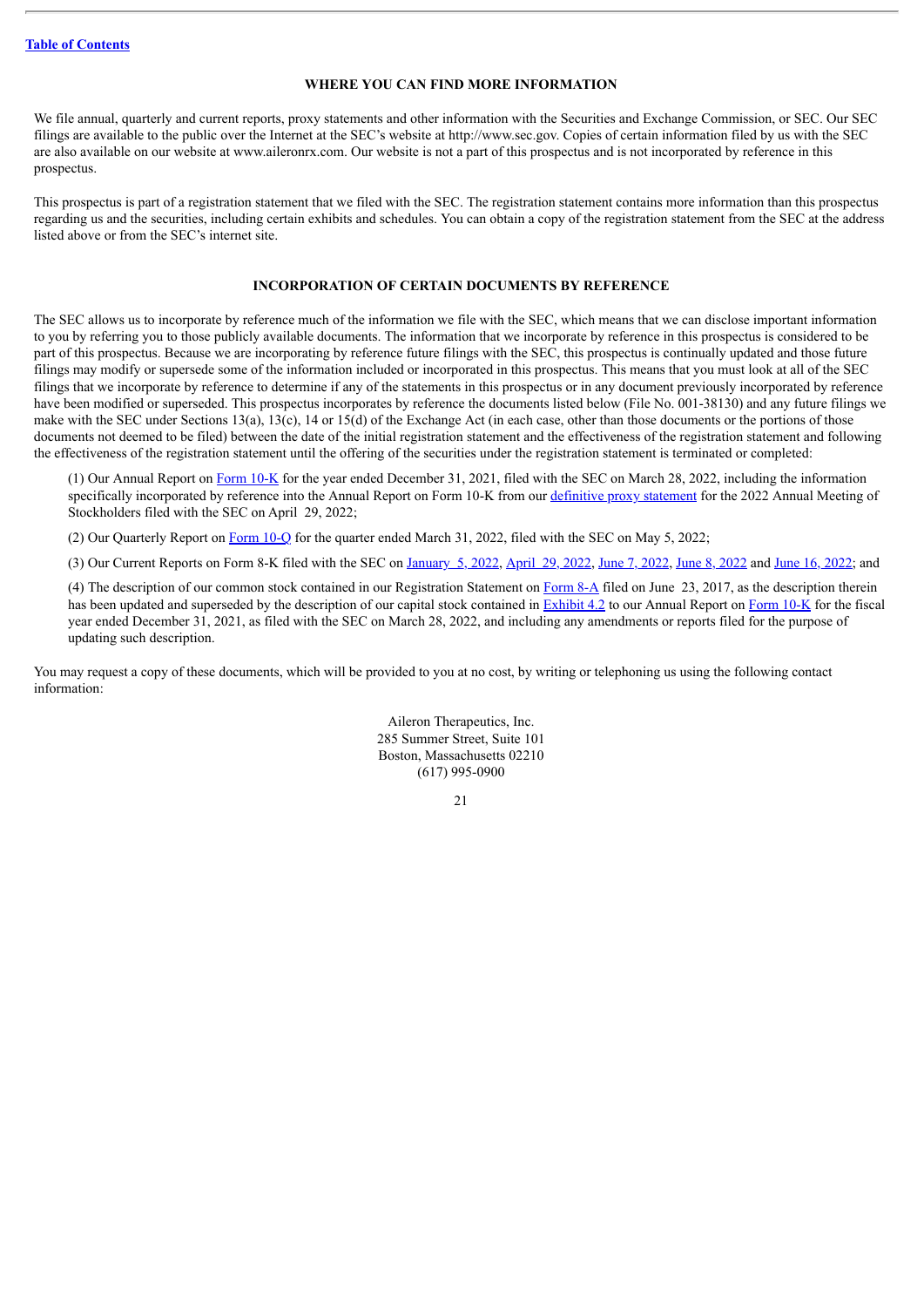## WHERE YOU CAN FIND MORE INFORMATION

We file annual, quarterly and current reports, proxy statements and other information with the Securities and Exchange Commission, or SEC. Our SEC filings are available to the public over the Internet at the SEC's website at http://www.sec.gov. Copies of certain information filed by us with the SEC are also available on our website at www.aileronrx.com. Our website is not a part of this prospectus and is not incorporated by reference in this prospectus.

This prospectus is part of a registration statement that we filed with the SEC. The registration statement contains more information than this prospectus regarding us and the securities, including certain exhibits and schedules. You can obtain a copy of the registration statement from the SEC at the address listed above or from the SEC's internet site.

## INCORPORATION OF CERTAIN DOCUMENTS BY REFERENCE

The SEC allows us to incorporate by reference much of the information we file with the SEC, which means that we can disclose important information to you by referring you to those publicly available documents. The information that we incorporate by reference in this prospectus is considered to be part of this prospectus. Because we are incorporating by reference future filings with the SEC, this prospectus is continually updated and those future filings may modify or supersede some of the information included or incorporated in this prospectus. This means that you must look at all of the SEC filings that we incorporate by reference to determine if any of the statements in this prospectus or in any document previously incorporated by reference have been modified or superseded. This prospectus incorporates by reference the documents listed below (File No. 001-38130) and any future filings we make with the SEC under Sections 13(a), 13(c), 14 or 15(d) of the Exchange Act (in each case, other than those documents or the portions of those documents not deemed to be filed) between the date of the initial registration statement and the effectiveness of the registration statement and following the effectiveness of the registration statement until the offering of the securities under the registration statement is terminated or completed:

(1) Our Annual Report on Form 10-K for the year ended December 31, 2021, filed with the SEC on March 28, 2022, including the information specifically incorporated by reference into the Annual Report on Form 10-K from our definitive proxy statement for the 2022 Annual Meeting of Stockholders filed with the SEC on April 29, 2022;

(2) Our Quarterly Report on Form 10-Q for the quarter ended March 31, 2022, filed with the SEC on May 5, 2022;

(3) Our Current Reports on Form 8-K filed with the SEC on January 5, 2022, April 29, 2022, June 7, 2022, June 8, 2022 and June 16, 2022; and

(4) The description of our common stock contained in our Registration Statement on Form 8-A filed on June 23, 2017, as the description therein has been updated and superseded by the description of our capital stock contained in Exhibit 4.2 to our Annual Report on Form 10-K for the fiscal year ended December 31, 2021, as filed with the SEC on March 28, 2022, and including any amendments or reports filed for the purpose of updating such description.

You may request a copy of these documents, which will be provided to you at no cost, by writing or telephoning us using the following contact information:

Aileron Therapeutics, Inc.
285 Summer Street, Suite 101
Boston, Massachusetts 02210
(617) 995-0900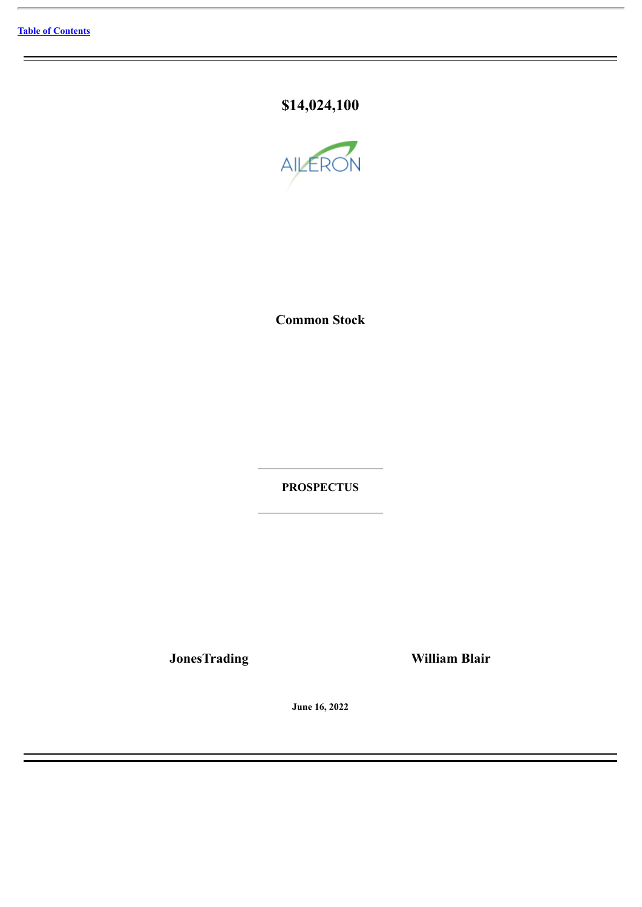[Table of Contents]

# $14,024,100

AILERON

**Common Stock**

**PROSPECTUS**

**JonesTrading** **William Blair**

**June 16, 2022**